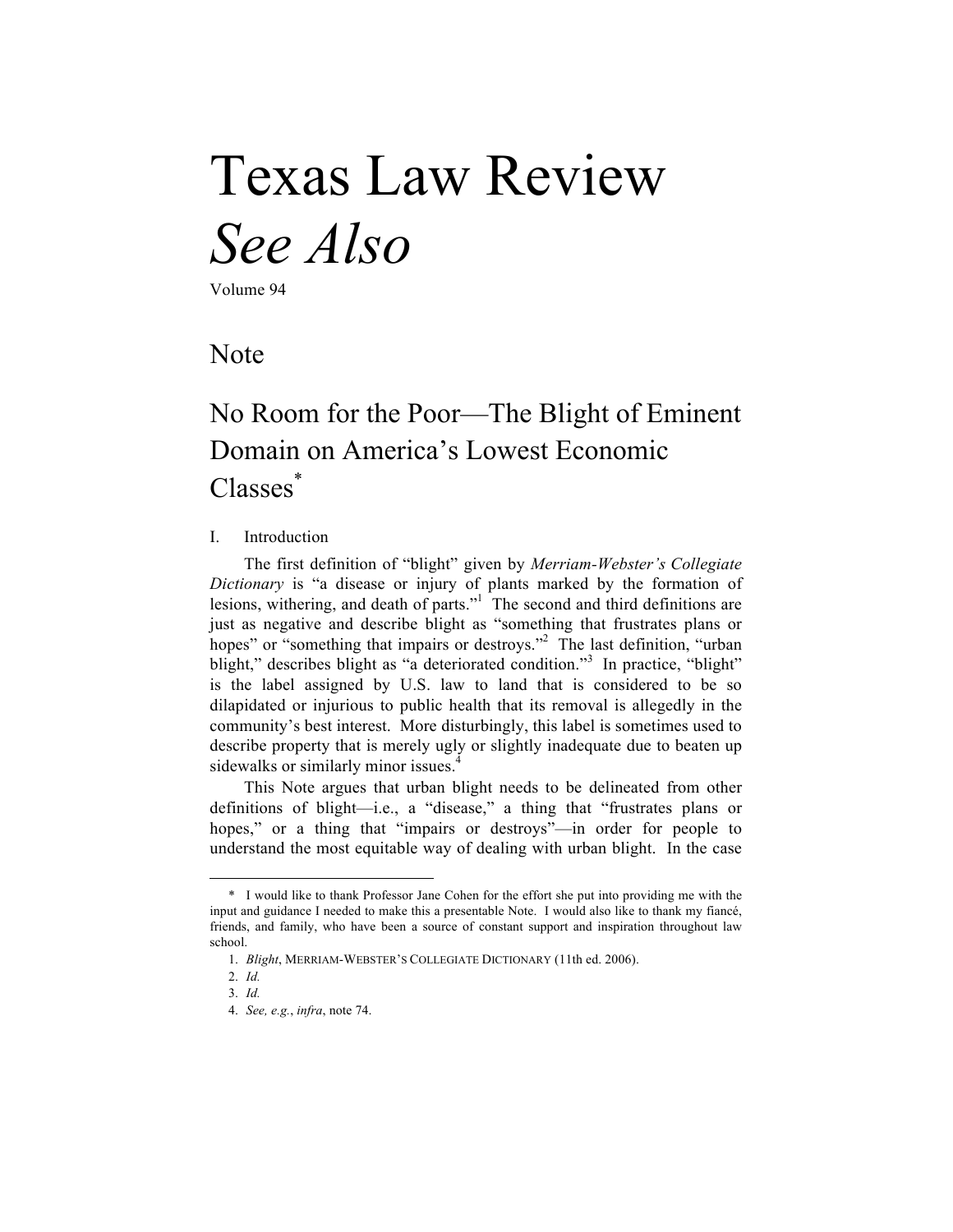# Texas Law Review *See Also*

Volume 94

## Note

## No Room for the Poor—The Blight of Eminent Domain on America's Lowest Economic Classes[*]

### I. Introduction

The first definition of "blight" given by *Merriam-Webster's Collegiate Dictionary* is "a disease or injury of plants marked by the formation of lesions, withering, and death of parts."[1] The second and third definitions are just as negative and describe blight as "something that frustrates plans or hopes" or "something that impairs or destroys."[2] The last definition, "urban blight," describes blight as "a deteriorated condition."[3] In practice, "blight" is the label assigned by U.S. law to land that is considered to be so dilapidated or injurious to public health that its removal is allegedly in the community's best interest. More disturbingly, this label is sometimes used to describe property that is merely ugly or slightly inadequate due to beaten up sidewalks or similarly minor issues.[4]

This Note argues that urban blight needs to be delineated from other definitions of blight—i.e., a "disease," a thing that "frustrates plans or hopes," or a thing that "impairs or destroys"—in order for people to understand the most equitable way of dealing with urban blight. In the case

---

\* I would like to thank Professor Jane Cohen for the effort she put into providing me with the input and guidance I needed to make this a presentable Note. I would also like to thank my fiancé, friends, and family, who have been a source of constant support and inspiration throughout law school.

1. *Blight*, MERRIAM-WEBSTER'S COLLEGIATE DICTIONARY (11th ed. 2006).

2. *Id.*

3. *Id.*

4. *See, e.g.*, *infra*, note 74.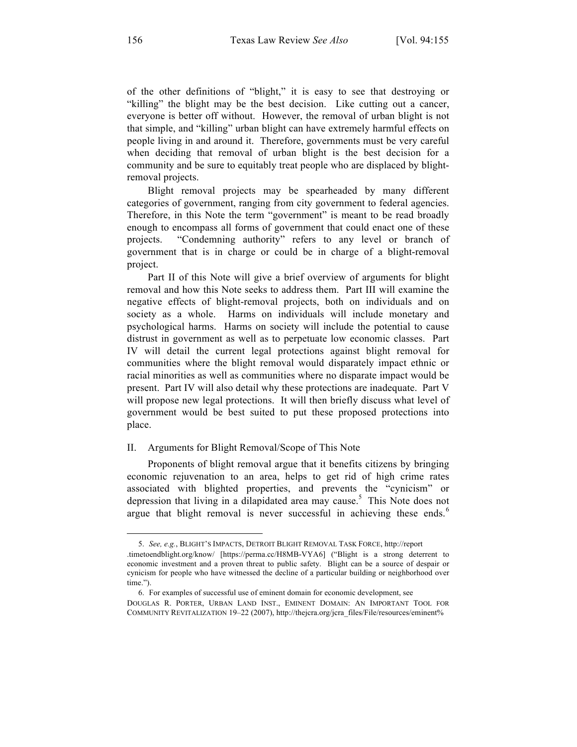of the other definitions of "blight," it is easy to see that destroying or "killing" the blight may be the best decision. Like cutting out a cancer, everyone is better off without. However, the removal of urban blight is not that simple, and "killing" urban blight can have extremely harmful effects on people living in and around it. Therefore, governments must be very careful when deciding that removal of urban blight is the best decision for a community and be sure to equitably treat people who are displaced by blight-removal projects.

Blight removal projects may be spearheaded by many different categories of government, ranging from city government to federal agencies. Therefore, in this Note the term "government" is meant to be read broadly enough to encompass all forms of government that could enact one of these projects. "Condemning authority" refers to any level or branch of government that is in charge or could be in charge of a blight-removal project.

Part II of this Note will give a brief overview of arguments for blight removal and how this Note seeks to address them. Part III will examine the negative effects of blight-removal projects, both on individuals and on society as a whole. Harms on individuals will include monetary and psychological harms. Harms on society will include the potential to cause distrust in government as well as to perpetuate low economic classes. Part IV will detail the current legal protections against blight removal for communities where the blight removal would disparately impact ethnic or racial minorities as well as communities where no disparate impact would be present. Part IV will also detail why these protections are inadequate. Part V will propose new legal protections. It will then briefly discuss what level of government would be best suited to put these proposed protections into place.

## II. Arguments for Blight Removal/Scope of This Note

Proponents of blight removal argue that it benefits citizens by bringing economic rejuvenation to an area, helps to get rid of high crime rates associated with blighted properties, and prevents the "cynicism" or depression that living in a dilapidated area may cause.[5] This Note does not argue that blight removal is never successful in achieving these ends.[6]

---

5. *See, e.g.*, BLIGHT'S IMPACTS, DETROIT BLIGHT REMOVAL TASK FORCE, http://report.timetoendblight.org/know/ [https://perma.cc/H8MB-VYA6] ("Blight is a strong deterrent to economic investment and a proven threat to public safety. Blight can be a source of despair or cynicism for people who have witnessed the decline of a particular building or neighborhood over time.").

6. For examples of successful use of eminent domain for economic development, see DOUGLAS R. PORTER, URBAN LAND INST., EMINENT DOMAIN: AN IMPORTANT TOOL FOR COMMUNITY REVITALIZATION 19–22 (2007), http://thejcra.org/jcra_files/File/resources/eminent%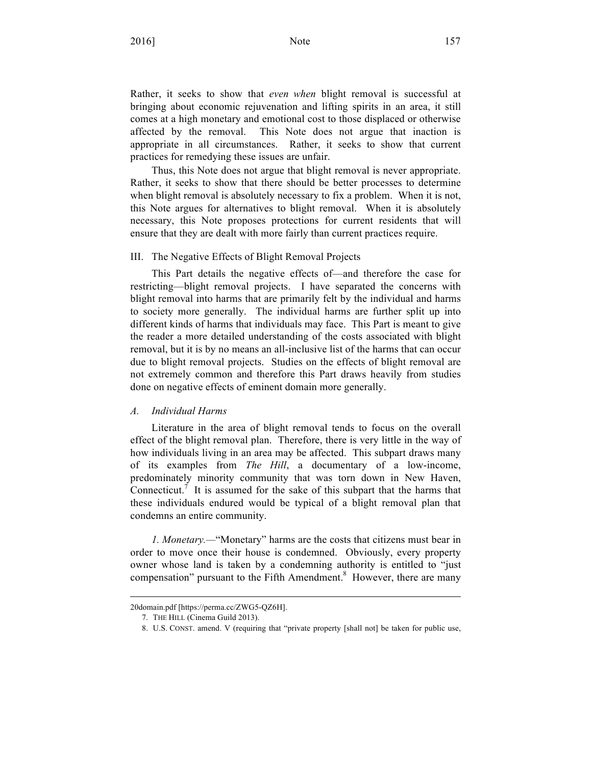Rather, it seeks to show that *even when* blight removal is successful at bringing about economic rejuvenation and lifting spirits in an area, it still comes at a high monetary and emotional cost to those displaced or otherwise affected by the removal. This Note does not argue that inaction is appropriate in all circumstances. Rather, it seeks to show that current practices for remedying these issues are unfair.

Thus, this Note does not argue that blight removal is never appropriate. Rather, it seeks to show that there should be better processes to determine when blight removal is absolutely necessary to fix a problem. When it is not, this Note argues for alternatives to blight removal. When it is absolutely necessary, this Note proposes protections for current residents that will ensure that they are dealt with more fairly than current practices require.

## III. The Negative Effects of Blight Removal Projects

This Part details the negative effects of—and therefore the case for restricting—blight removal projects. I have separated the concerns with blight removal into harms that are primarily felt by the individual and harms to society more generally. The individual harms are further split up into different kinds of harms that individuals may face. This Part is meant to give the reader a more detailed understanding of the costs associated with blight removal, but it is by no means an all-inclusive list of the harms that can occur due to blight removal projects. Studies on the effects of blight removal are not extremely common and therefore this Part draws heavily from studies done on negative effects of eminent domain more generally.

### *A. Individual Harms*

Literature in the area of blight removal tends to focus on the overall effect of the blight removal plan. Therefore, there is very little in the way of how individuals living in an area may be affected. This subpart draws many of its examples from *The Hill*, a documentary of a low-income, predominately minority community that was torn down in New Haven, Connecticut.[7] It is assumed for the sake of this subpart that the harms that these individuals endured would be typical of a blight removal plan that condemns an entire community.

*1. Monetary.*—"Monetary" harms are the costs that citizens must bear in order to move once their house is condemned. Obviously, every property owner whose land is taken by a condemning authority is entitled to "just compensation" pursuant to the Fifth Amendment.[8] However, there are many

---

20domain.pdf [https://perma.cc/ZWG5-QZ6H].

7. THE HILL (Cinema Guild 2013).

8. U.S. CONST. amend. V (requiring that "private property [shall not] be taken for public use,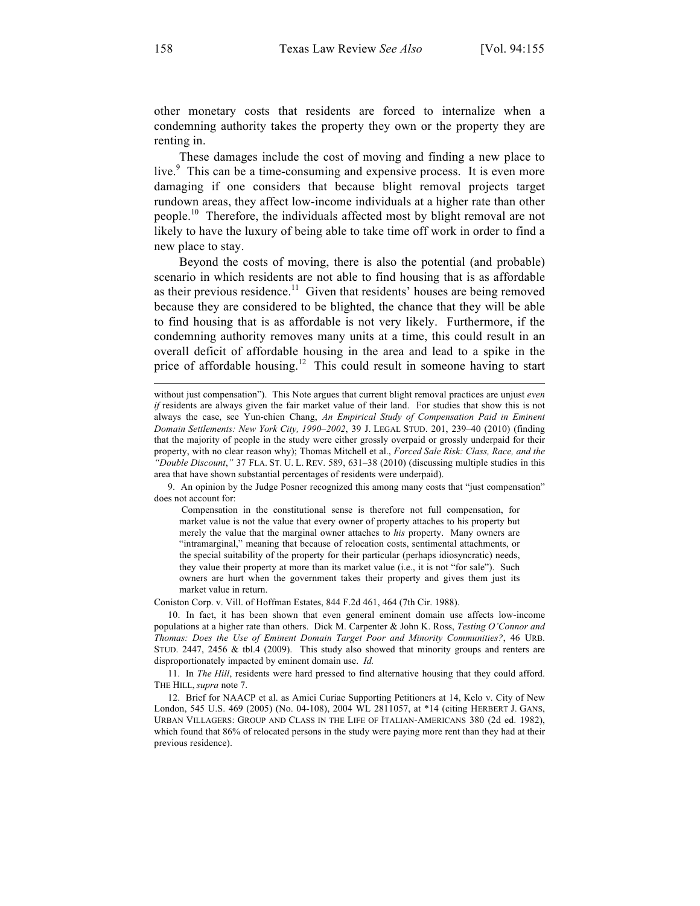other monetary costs that residents are forced to internalize when a condemning authority takes the property they own or the property they are renting in.

These damages include the cost of moving and finding a new place to live.[9] This can be a time-consuming and expensive process. It is even more damaging if one considers that because blight removal projects target rundown areas, they affect low-income individuals at a higher rate than other people.[10] Therefore, the individuals affected most by blight removal are not likely to have the luxury of being able to take time off work in order to find a new place to stay.

Beyond the costs of moving, there is also the potential (and probable) scenario in which residents are not able to find housing that is as affordable as their previous residence.[11] Given that residents' houses are being removed because they are considered to be blighted, the chance that they will be able to find housing that is as affordable is not very likely. Furthermore, if the condemning authority removes many units at a time, this could result in an overall deficit of affordable housing in the area and lead to a spike in the price of affordable housing.[12] This could result in someone having to start

---

without just compensation"). This Note argues that current blight removal practices are unjust *even if* residents are always given the fair market value of their land. For studies that show this is not always the case, see Yun-chien Chang, *An Empirical Study of Compensation Paid in Eminent Domain Settlements: New York City, 1990–2002*, 39 J. LEGAL STUD. 201, 239–40 (2010) (finding that the majority of people in the study were either grossly overpaid or grossly underpaid for their property, with no clear reason why); Thomas Mitchell et al., *Forced Sale Risk: Class, Race, and the "Double Discount*,*"* 37 FLA. ST. U. L. REV. 589, 631–38 (2010) (discussing multiple studies in this area that have shown substantial percentages of residents were underpaid).

9. An opinion by the Judge Posner recognized this among many costs that "just compensation" does not account for:

> Compensation in the constitutional sense is therefore not full compensation, for market value is not the value that every owner of property attaches to his property but merely the value that the marginal owner attaches to *his* property. Many owners are "intramarginal," meaning that because of relocation costs, sentimental attachments, or the special suitability of the property for their particular (perhaps idiosyncratic) needs, they value their property at more than its market value (i.e., it is not "for sale"). Such owners are hurt when the government takes their property and gives them just its market value in return.

Coniston Corp. v. Vill. of Hoffman Estates, 844 F.2d 461, 464 (7th Cir. 1988).

10. In fact, it has been shown that even general eminent domain use affects low-income populations at a higher rate than others. Dick M. Carpenter & John K. Ross, *Testing O'Connor and Thomas: Does the Use of Eminent Domain Target Poor and Minority Communities?*, 46 URB. STUD. 2447, 2456 & tbl.4 (2009). This study also showed that minority groups and renters are disproportionately impacted by eminent domain use. *Id.*

11. In *The Hill*, residents were hard pressed to find alternative housing that they could afford. THE HILL, *supra* note 7.

12. Brief for NAACP et al. as Amici Curiae Supporting Petitioners at 14, Kelo v. City of New London, 545 U.S. 469 (2005) (No. 04-108), 2004 WL 2811057, at *14 (citing HERBERT J. GANS, URBAN VILLAGERS: GROUP AND CLASS IN THE LIFE OF ITALIAN-AMERICANS 380 (2d ed. 1982), which found that 86% of relocated persons in the study were paying more rent than they had at their previous residence).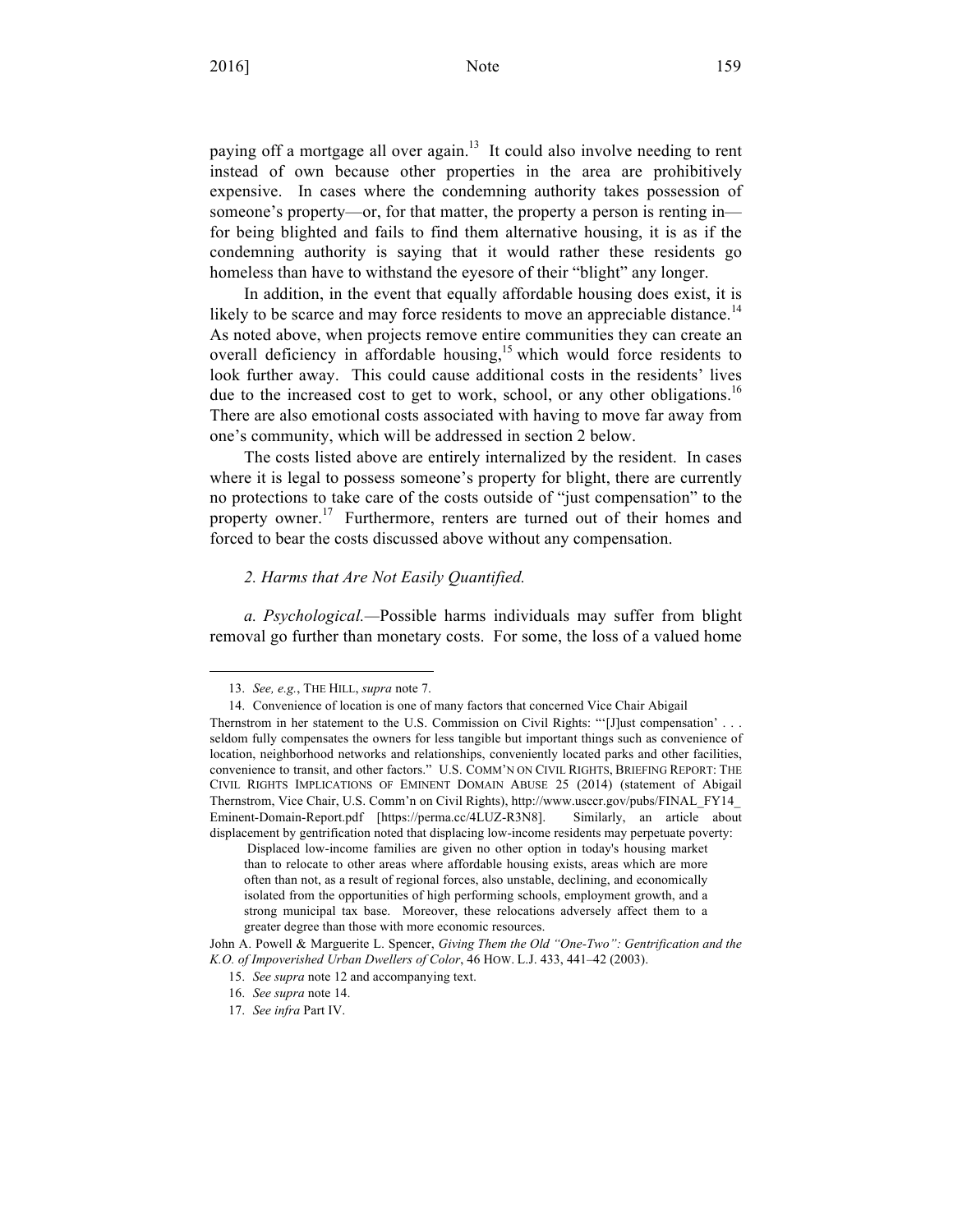paying off a mortgage all over again.[13] It could also involve needing to rent instead of own because other properties in the area are prohibitively expensive. In cases where the condemning authority takes possession of someone's property—or, for that matter, the property a person is renting in—for being blighted and fails to find them alternative housing, it is as if the condemning authority is saying that it would rather these residents go homeless than have to withstand the eyesore of their "blight" any longer.

In addition, in the event that equally affordable housing does exist, it is likely to be scarce and may force residents to move an appreciable distance.[14] As noted above, when projects remove entire communities they can create an overall deficiency in affordable housing,[15] which would force residents to look further away. This could cause additional costs in the residents' lives due to the increased cost to get to work, school, or any other obligations.[16] There are also emotional costs associated with having to move far away from one's community, which will be addressed in section 2 below.

The costs listed above are entirely internalized by the resident. In cases where it is legal to possess someone's property for blight, there are currently no protections to take care of the costs outside of "just compensation" to the property owner.[17] Furthermore, renters are turned out of their homes and forced to bear the costs discussed above without any compensation.

*2. Harms that Are Not Easily Quantified.*

*a. Psychological.*—Possible harms individuals may suffer from blight removal go further than monetary costs. For some, the loss of a valued home

---

13. *See, e.g.*, THE HILL, *supra* note 7.

14. Convenience of location is one of many factors that concerned Vice Chair Abigail Thernstrom in her statement to the U.S. Commission on Civil Rights: "'[J]ust compensation' . . . seldom fully compensates the owners for less tangible but important things such as convenience of location, neighborhood networks and relationships, conveniently located parks and other facilities, convenience to transit, and other factors." U.S. COMM'N ON CIVIL RIGHTS, BRIEFING REPORT: THE CIVIL RIGHTS IMPLICATIONS OF EMINENT DOMAIN ABUSE 25 (2014) (statement of Abigail Thernstrom, Vice Chair, U.S. Comm'n on Civil Rights), http://www.usccr.gov/pubs/FINAL_FY14_Eminent-Domain-Report.pdf [https://perma.cc/4LUZ-R3N8]. Similarly, an article about displacement by gentrification noted that displacing low-income residents may perpetuate poverty:

> Displaced low-income families are given no other option in today's housing market than to relocate to other areas where affordable housing exists, areas which are more often than not, as a result of regional forces, also unstable, declining, and economically isolated from the opportunities of high performing schools, employment growth, and a strong municipal tax base. Moreover, these relocations adversely affect them to a greater degree than those with more economic resources.

John A. Powell & Marguerite L. Spencer, *Giving Them the Old "One-Two": Gentrification and the K.O. of Impoverished Urban Dwellers of Color*, 46 HOW. L.J. 433, 441–42 (2003).

15. *See supra* note 12 and accompanying text.

16. *See supra* note 14.

17. *See infra* Part IV.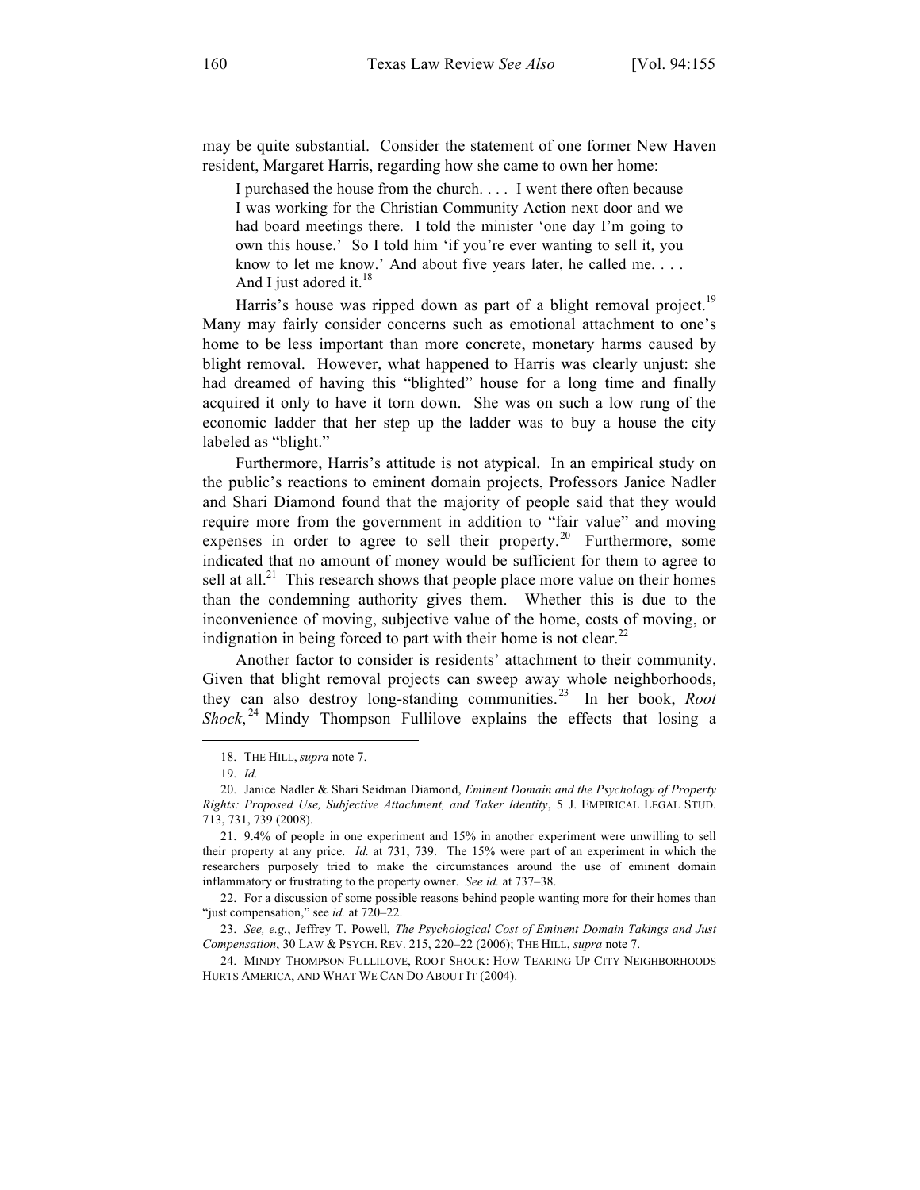may be quite substantial. Consider the statement of one former New Haven resident, Margaret Harris, regarding how she came to own her home:

> I purchased the house from the church. . . . I went there often because I was working for the Christian Community Action next door and we had board meetings there. I told the minister 'one day I'm going to own this house.' So I told him 'if you're ever wanting to sell it, you know to let me know.' And about five years later, he called me. . . . And I just adored it.[18]

Harris's house was ripped down as part of a blight removal project.[19] Many may fairly consider concerns such as emotional attachment to one's home to be less important than more concrete, monetary harms caused by blight removal. However, what happened to Harris was clearly unjust: she had dreamed of having this "blighted" house for a long time and finally acquired it only to have it torn down. She was on such a low rung of the economic ladder that her step up the ladder was to buy a house the city labeled as "blight."

Furthermore, Harris's attitude is not atypical. In an empirical study on the public's reactions to eminent domain projects, Professors Janice Nadler and Shari Diamond found that the majority of people said that they would require more from the government in addition to "fair value" and moving expenses in order to agree to sell their property.[20] Furthermore, some indicated that no amount of money would be sufficient for them to agree to sell at all.[21] This research shows that people place more value on their homes than the condemning authority gives them. Whether this is due to the inconvenience of moving, subjective value of the home, costs of moving, or indignation in being forced to part with their home is not clear.[22]

Another factor to consider is residents' attachment to their community. Given that blight removal projects can sweep away whole neighborhoods, they can also destroy long-standing communities.[23] In her book, *Root Shock*,[24] Mindy Thompson Fullilove explains the effects that losing a

---

18. THE HILL, *supra* note 7.

19. *Id.*

20. Janice Nadler & Shari Seidman Diamond, *Eminent Domain and the Psychology of Property Rights: Proposed Use, Subjective Attachment, and Taker Identity*, 5 J. EMPIRICAL LEGAL STUD. 713, 731, 739 (2008).

21. 9.4% of people in one experiment and 15% in another experiment were unwilling to sell their property at any price. *Id.* at 731, 739. The 15% were part of an experiment in which the researchers purposely tried to make the circumstances around the use of eminent domain inflammatory or frustrating to the property owner. *See id.* at 737–38.

22. For a discussion of some possible reasons behind people wanting more for their homes than "just compensation," see *id.* at 720–22.

23. *See, e.g.*, Jeffrey T. Powell, *The Psychological Cost of Eminent Domain Takings and Just Compensation*, 30 LAW & PSYCH. REV. 215, 220–22 (2006); THE HILL, *supra* note 7.

24. MINDY THOMPSON FULLILOVE, ROOT SHOCK: HOW TEARING UP CITY NEIGHBORHOODS HURTS AMERICA, AND WHAT WE CAN DO ABOUT IT (2004).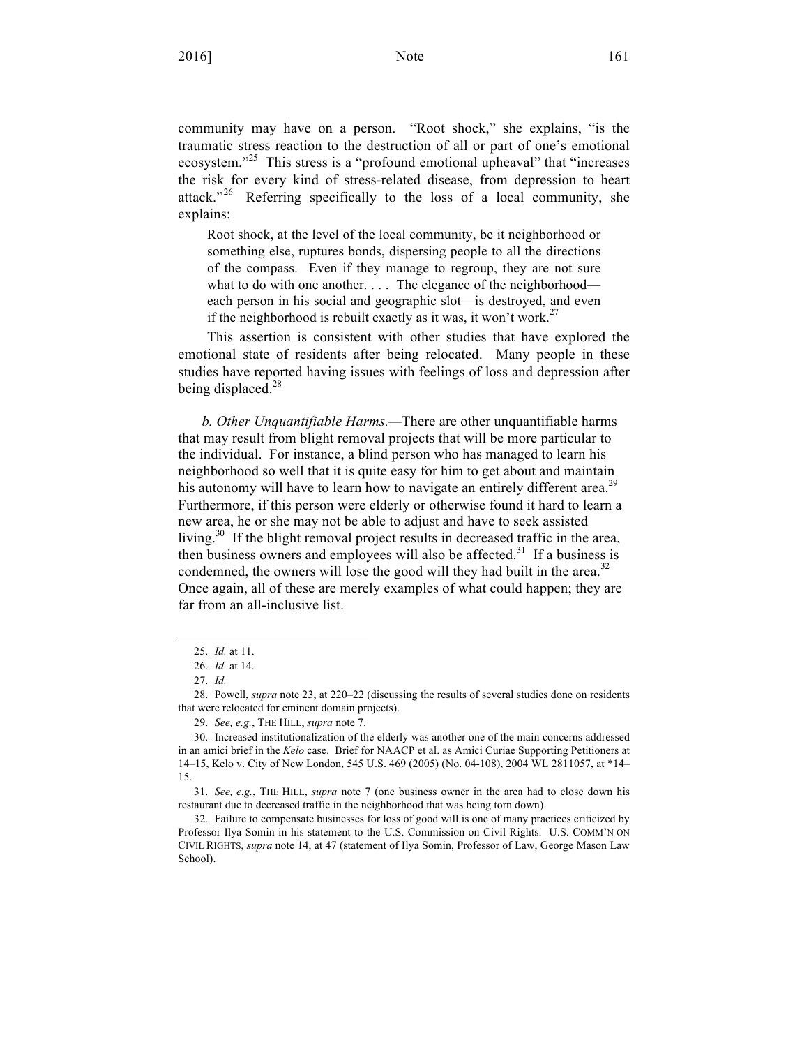community may have on a person. "Root shock," she explains, "is the traumatic stress reaction to the destruction of all or part of one's emotional ecosystem."[25] This stress is a "profound emotional upheaval" that "increases the risk for every kind of stress-related disease, from depression to heart attack."[26] Referring specifically to the loss of a local community, she explains:

> Root shock, at the level of the local community, be it neighborhood or something else, ruptures bonds, dispersing people to all the directions of the compass. Even if they manage to regroup, they are not sure what to do with one another. . . . The elegance of the neighborhood—each person in his social and geographic slot—is destroyed, and even if the neighborhood is rebuilt exactly as it was, it won't work.[27]

This assertion is consistent with other studies that have explored the emotional state of residents after being relocated. Many people in these studies have reported having issues with feelings of loss and depression after being displaced.[28]

*b. Other Unquantifiable Harms.*—There are other unquantifiable harms that may result from blight removal projects that will be more particular to the individual. For instance, a blind person who has managed to learn his neighborhood so well that it is quite easy for him to get about and maintain his autonomy will have to learn how to navigate an entirely different area.[29] Furthermore, if this person were elderly or otherwise found it hard to learn a new area, he or she may not be able to adjust and have to seek assisted living.[30] If the blight removal project results in decreased traffic in the area, then business owners and employees will also be affected.[31] If a business is condemned, the owners will lose the good will they had built in the area.[32] Once again, all of these are merely examples of what could happen; they are far from an all-inclusive list.

---

25. *Id.* at 11.

26. *Id.* at 14.

27. *Id.*

28. Powell, *supra* note 23, at 220–22 (discussing the results of several studies done on residents that were relocated for eminent domain projects).

29. *See, e.g.*, THE HILL, *supra* note 7.

30. Increased institutionalization of the elderly was another one of the main concerns addressed in an amici brief in the *Kelo* case. Brief for NAACP et al. as Amici Curiae Supporting Petitioners at 14–15, Kelo v. City of New London, 545 U.S. 469 (2005) (No. 04-108), 2004 WL 2811057, at *14–15.

31. *See, e.g.*, THE HILL, *supra* note 7 (one business owner in the area had to close down his restaurant due to decreased traffic in the neighborhood that was being torn down).

32. Failure to compensate businesses for loss of good will is one of many practices criticized by Professor Ilya Somin in his statement to the U.S. Commission on Civil Rights. U.S. COMM'N ON CIVIL RIGHTS, *supra* note 14, at 47 (statement of Ilya Somin, Professor of Law, George Mason Law School).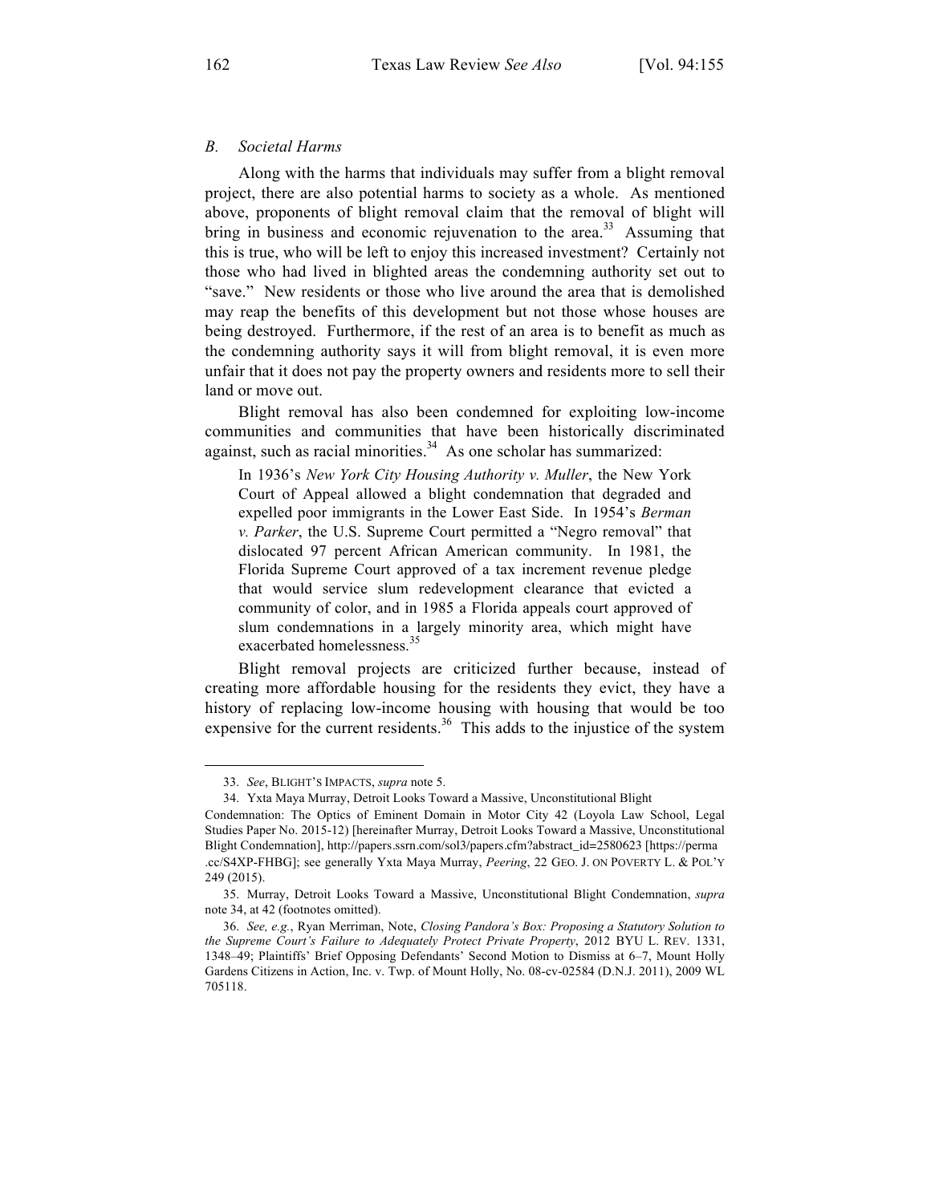### *B. Societal Harms*

Along with the harms that individuals may suffer from a blight removal project, there are also potential harms to society as a whole. As mentioned above, proponents of blight removal claim that the removal of blight will bring in business and economic rejuvenation to the area.[33] Assuming that this is true, who will be left to enjoy this increased investment? Certainly not those who had lived in blighted areas the condemning authority set out to "save." New residents or those who live around the area that is demolished may reap the benefits of this development but not those whose houses are being destroyed. Furthermore, if the rest of an area is to benefit as much as the condemning authority says it will from blight removal, it is even more unfair that it does not pay the property owners and residents more to sell their land or move out.

Blight removal has also been condemned for exploiting low-income communities and communities that have been historically discriminated against, such as racial minorities.[34] As one scholar has summarized:

> In 1936's *New York City Housing Authority v. Muller*, the New York Court of Appeal allowed a blight condemnation that degraded and expelled poor immigrants in the Lower East Side. In 1954's *Berman v. Parker*, the U.S. Supreme Court permitted a "Negro removal" that dislocated 97 percent African American community. In 1981, the Florida Supreme Court approved of a tax increment revenue pledge that would service slum redevelopment clearance that evicted a community of color, and in 1985 a Florida appeals court approved of slum condemnations in a largely minority area, which might have exacerbated homelessness.[35]

Blight removal projects are criticized further because, instead of creating more affordable housing for the residents they evict, they have a history of replacing low-income housing with housing that would be too expensive for the current residents.[36] This adds to the injustice of the system

---

33. *See*, BLIGHT'S IMPACTS, *supra* note 5.

34. Yxta Maya Murray, Detroit Looks Toward a Massive, Unconstitutional Blight Condemnation: The Optics of Eminent Domain in Motor City 42 (Loyola Law School, Legal Studies Paper No. 2015-12) [hereinafter Murray, Detroit Looks Toward a Massive, Unconstitutional Blight Condemnation], http://papers.ssrn.com/sol3/papers.cfm?abstract_id=2580623 [https://perma.cc/S4XP-FHBG]; see generally Yxta Maya Murray, *Peering*, 22 GEO. J. ON POVERTY L. & POL'Y 249 (2015).

35. Murray, Detroit Looks Toward a Massive, Unconstitutional Blight Condemnation, *supra* note 34, at 42 (footnotes omitted).

36. *See, e.g.*, Ryan Merriman, Note, *Closing Pandora's Box: Proposing a Statutory Solution to the Supreme Court's Failure to Adequately Protect Private Property*, 2012 BYU L. REV. 1331, 1348–49; Plaintiffs' Brief Opposing Defendants' Second Motion to Dismiss at 6–7, Mount Holly Gardens Citizens in Action, Inc. v. Twp. of Mount Holly, No. 08-cv-02584 (D.N.J. 2011), 2009 WL 705118.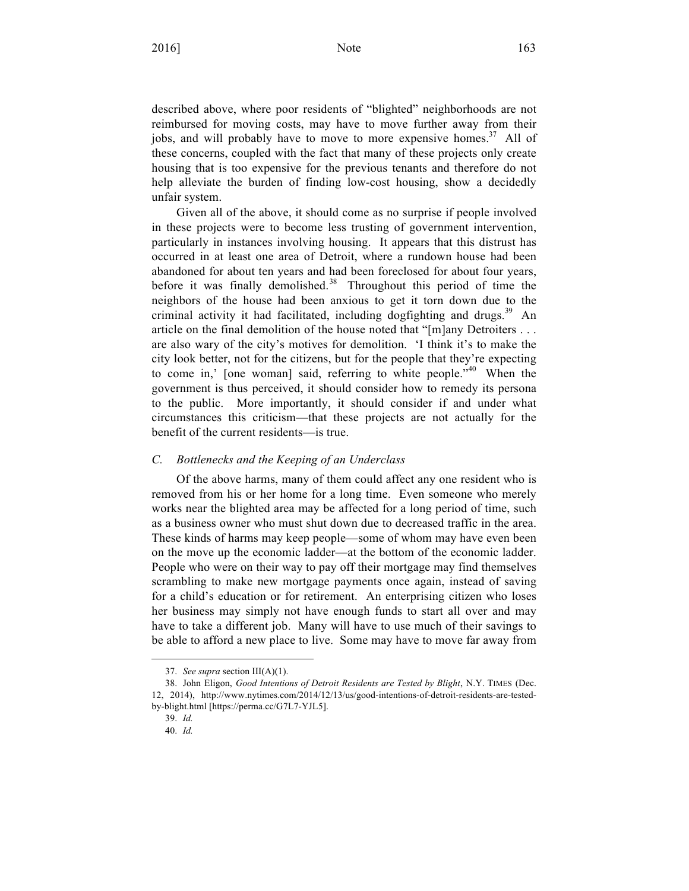described above, where poor residents of "blighted" neighborhoods are not reimbursed for moving costs, may have to move further away from their jobs, and will probably have to move to more expensive homes.[37] All of these concerns, coupled with the fact that many of these projects only create housing that is too expensive for the previous tenants and therefore do not help alleviate the burden of finding low-cost housing, show a decidedly unfair system.

Given all of the above, it should come as no surprise if people involved in these projects were to become less trusting of government intervention, particularly in instances involving housing. It appears that this distrust has occurred in at least one area of Detroit, where a rundown house had been abandoned for about ten years and had been foreclosed for about four years, before it was finally demolished.[38] Throughout this period of time the neighbors of the house had been anxious to get it torn down due to the criminal activity it had facilitated, including dogfighting and drugs.[39] An article on the final demolition of the house noted that "[m]any Detroiters . . . are also wary of the city's motives for demolition. 'I think it's to make the city look better, not for the citizens, but for the people that they're expecting to come in,' [one woman] said, referring to white people."[40] When the government is thus perceived, it should consider how to remedy its persona to the public. More importantly, it should consider if and under what circumstances this criticism—that these projects are not actually for the benefit of the current residents—is true.

### *C. Bottlenecks and the Keeping of an Underclass*

Of the above harms, many of them could affect any one resident who is removed from his or her home for a long time. Even someone who merely works near the blighted area may be affected for a long period of time, such as a business owner who must shut down due to decreased traffic in the area. These kinds of harms may keep people—some of whom may have even been on the move up the economic ladder—at the bottom of the economic ladder. People who were on their way to pay off their mortgage may find themselves scrambling to make new mortgage payments once again, instead of saving for a child's education or for retirement. An enterprising citizen who loses her business may simply not have enough funds to start all over and may have to take a different job. Many will have to use much of their savings to be able to afford a new place to live. Some may have to move far away from

---

37. *See supra* section III(A)(1).

38. John Eligon, *Good Intentions of Detroit Residents are Tested by Blight*, N.Y. TIMES (Dec. 12, 2014), http://www.nytimes.com/2014/12/13/us/good-intentions-of-detroit-residents-are-tested-by-blight.html [https://perma.cc/G7L7-YJL5].

39. *Id.*

40. *Id.*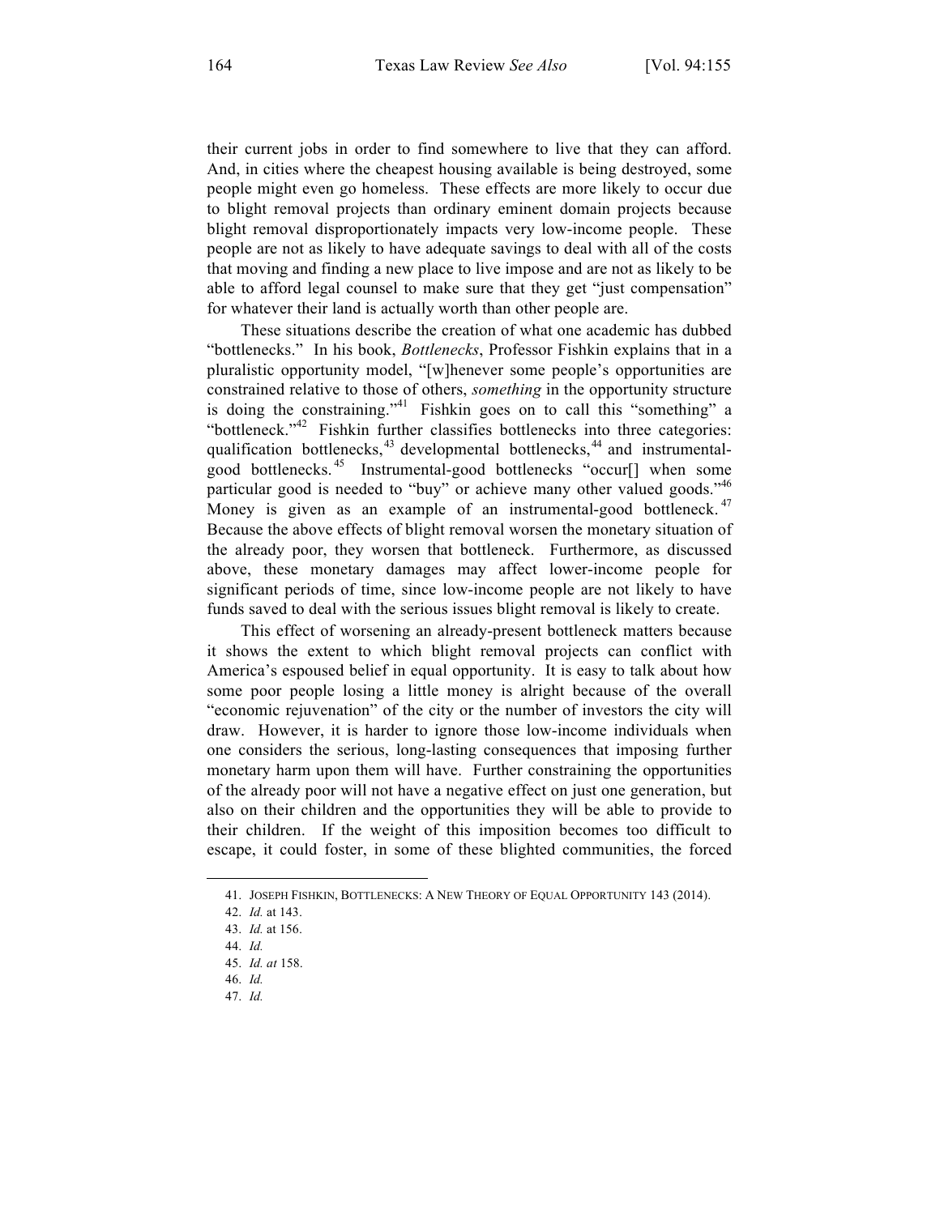their current jobs in order to find somewhere to live that they can afford. And, in cities where the cheapest housing available is being destroyed, some people might even go homeless. These effects are more likely to occur due to blight removal projects than ordinary eminent domain projects because blight removal disproportionately impacts very low-income people. These people are not as likely to have adequate savings to deal with all of the costs that moving and finding a new place to live impose and are not as likely to be able to afford legal counsel to make sure that they get "just compensation" for whatever their land is actually worth than other people are.

These situations describe the creation of what one academic has dubbed "bottlenecks." In his book, *Bottlenecks*, Professor Fishkin explains that in a pluralistic opportunity model, "[w]henever some people's opportunities are constrained relative to those of others, *something* in the opportunity structure is doing the constraining."[41] Fishkin goes on to call this "something" a "bottleneck."[42] Fishkin further classifies bottlenecks into three categories: qualification bottlenecks,[43] developmental bottlenecks,[44] and instrumental-good bottlenecks.[45] Instrumental-good bottlenecks "occur[] when some particular good is needed to "buy" or achieve many other valued goods."[46] Money is given as an example of an instrumental-good bottleneck.[47] Because the above effects of blight removal worsen the monetary situation of the already poor, they worsen that bottleneck. Furthermore, as discussed above, these monetary damages may affect lower-income people for significant periods of time, since low-income people are not likely to have funds saved to deal with the serious issues blight removal is likely to create.

This effect of worsening an already-present bottleneck matters because it shows the extent to which blight removal projects can conflict with America's espoused belief in equal opportunity. It is easy to talk about how some poor people losing a little money is alright because of the overall "economic rejuvenation" of the city or the number of investors the city will draw. However, it is harder to ignore those low-income individuals when one considers the serious, long-lasting consequences that imposing further monetary harm upon them will have. Further constraining the opportunities of the already poor will not have a negative effect on just one generation, but also on their children and the opportunities they will be able to provide to their children. If the weight of this imposition becomes too difficult to escape, it could foster, in some of these blighted communities, the forced

---

41. JOSEPH FISHKIN, BOTTLENECKS: A NEW THEORY OF EQUAL OPPORTUNITY 143 (2014).
42. *Id.* at 143.
43. *Id.* at 156.
44. *Id.*
45. *Id. at* 158.
46. *Id.*
47. *Id.*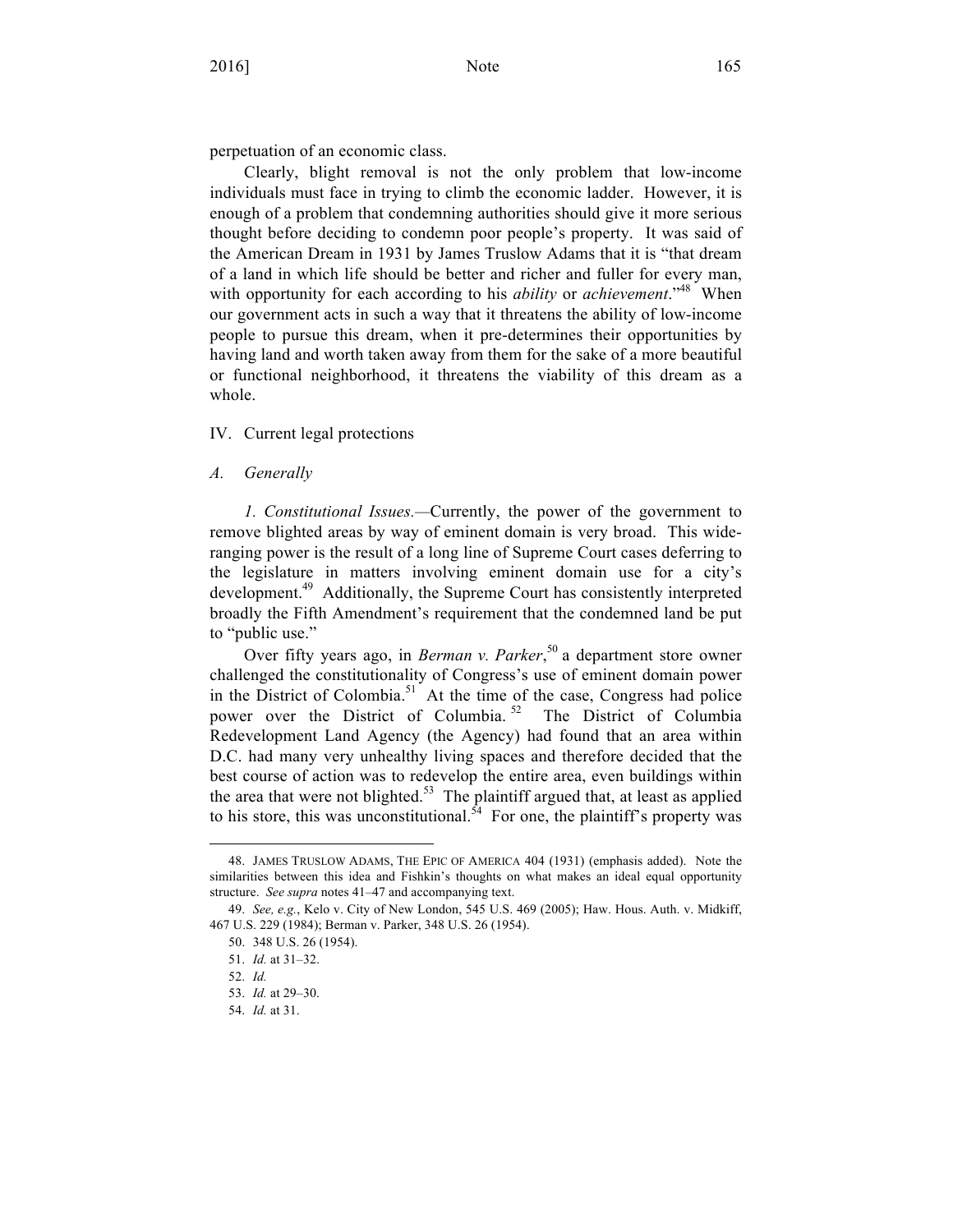perpetuation of an economic class.

Clearly, blight removal is not the only problem that low-income individuals must face in trying to climb the economic ladder. However, it is enough of a problem that condemning authorities should give it more serious thought before deciding to condemn poor people's property. It was said of the American Dream in 1931 by James Truslow Adams that it is "that dream of a land in which life should be better and richer and fuller for every man, with opportunity for each according to his *ability* or *achievement*."[48] When our government acts in such a way that it threatens the ability of low-income people to pursue this dream, when it pre-determines their opportunities by having land and worth taken away from them for the sake of a more beautiful or functional neighborhood, it threatens the viability of this dream as a whole.

## IV. Current legal protections

### *A. Generally*

*1. Constitutional Issues.*—Currently, the power of the government to remove blighted areas by way of eminent domain is very broad. This wide-ranging power is the result of a long line of Supreme Court cases deferring to the legislature in matters involving eminent domain use for a city's development.[49] Additionally, the Supreme Court has consistently interpreted broadly the Fifth Amendment's requirement that the condemned land be put to "public use."

Over fifty years ago, in *Berman v. Parker*,[50] a department store owner challenged the constitutionality of Congress's use of eminent domain power in the District of Colombia.[51] At the time of the case, Congress had police power over the District of Columbia.[52] The District of Columbia Redevelopment Land Agency (the Agency) had found that an area within D.C. had many very unhealthy living spaces and therefore decided that the best course of action was to redevelop the entire area, even buildings within the area that were not blighted.[53] The plaintiff argued that, at least as applied to his store, this was unconstitutional.[54] For one, the plaintiff's property was

---

48. JAMES TRUSLOW ADAMS, THE EPIC OF AMERICA 404 (1931) (emphasis added). Note the similarities between this idea and Fishkin's thoughts on what makes an ideal equal opportunity structure. *See supra* notes 41–47 and accompanying text.

49. *See, e.g.*, Kelo v. City of New London, 545 U.S. 469 (2005); Haw. Hous. Auth. v. Midkiff, 467 U.S. 229 (1984); Berman v. Parker, 348 U.S. 26 (1954).

50. 348 U.S. 26 (1954).

51. *Id.* at 31–32.

52. *Id.*

53. *Id.* at 29–30.

54. *Id.* at 31.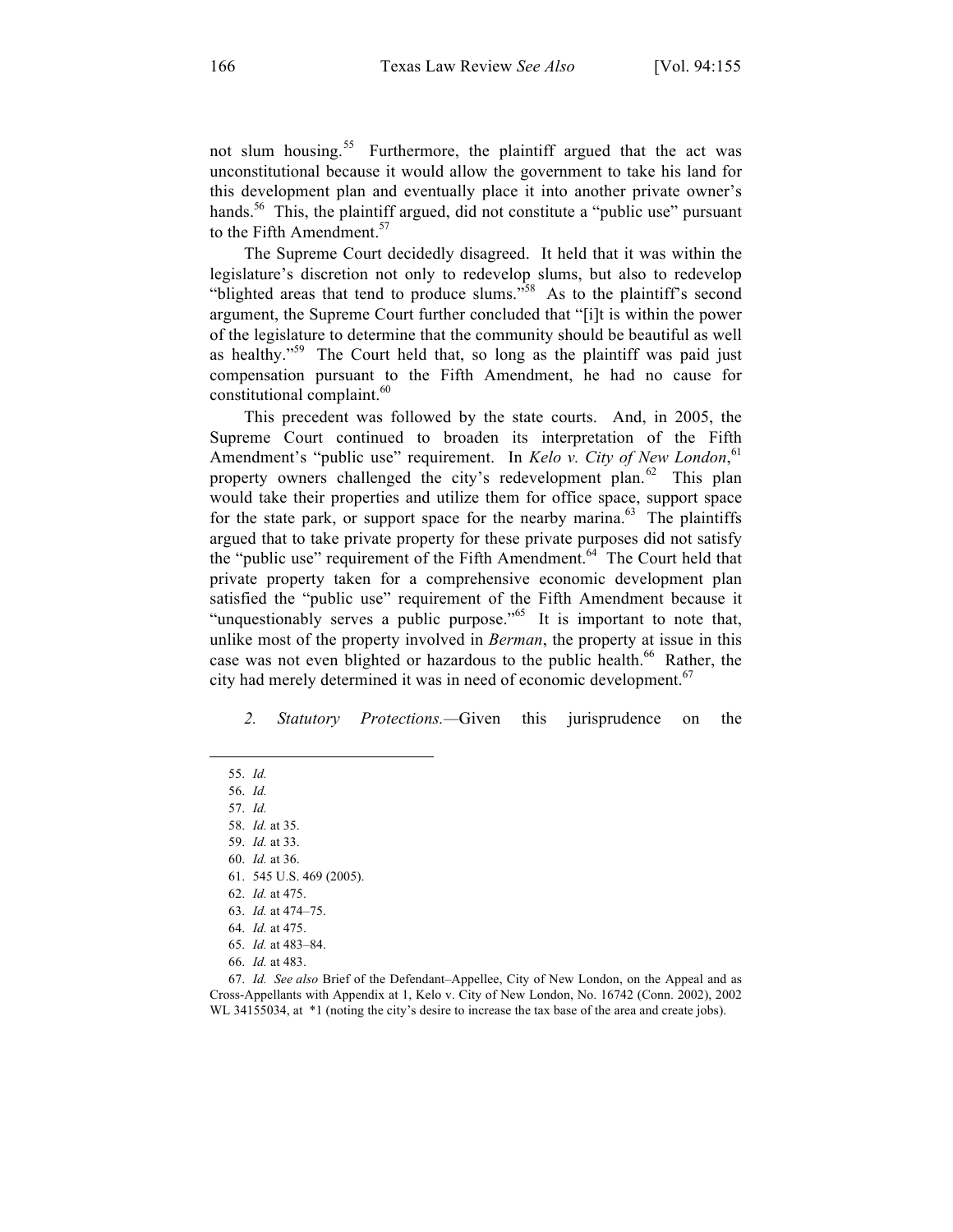not slum housing.[55] Furthermore, the plaintiff argued that the act was unconstitutional because it would allow the government to take his land for this development plan and eventually place it into another private owner's hands.[56] This, the plaintiff argued, did not constitute a "public use" pursuant to the Fifth Amendment.[57]

The Supreme Court decidedly disagreed. It held that it was within the legislature's discretion not only to redevelop slums, but also to redevelop "blighted areas that tend to produce slums."[58] As to the plaintiff's second argument, the Supreme Court further concluded that "[i]t is within the power of the legislature to determine that the community should be beautiful as well as healthy."[59] The Court held that, so long as the plaintiff was paid just compensation pursuant to the Fifth Amendment, he had no cause for constitutional complaint.[60]

This precedent was followed by the state courts. And, in 2005, the Supreme Court continued to broaden its interpretation of the Fifth Amendment's "public use" requirement. In *Kelo v. City of New London*,[61] property owners challenged the city's redevelopment plan.[62] This plan would take their properties and utilize them for office space, support space for the state park, or support space for the nearby marina.[63] The plaintiffs argued that to take private property for these private purposes did not satisfy the "public use" requirement of the Fifth Amendment.[64] The Court held that private property taken for a comprehensive economic development plan satisfied the "public use" requirement of the Fifth Amendment because it "unquestionably serves a public purpose."[65] It is important to note that, unlike most of the property involved in *Berman*, the property at issue in this case was not even blighted or hazardous to the public health.[66] Rather, the city had merely determined it was in need of economic development.[67]

*2. Statutory Protections.*—Given this jurisprudence on the

---

55. *Id.*
56. *Id.*
57. *Id.*
58. *Id.* at 35.
59. *Id.* at 33.
60. *Id.* at 36.
61. 545 U.S. 469 (2005).
62. *Id.* at 475.
63. *Id.* at 474–75.
64. *Id.* at 475.
65. *Id.* at 483–84.
66. *Id.* at 483.
67. *Id. See also* Brief of the Defendant–Appellee, City of New London, on the Appeal and as Cross-Appellants with Appendix at 1, Kelo v. City of New London, No. 16742 (Conn. 2002), 2002 WL 34155034, at *1 (noting the city's desire to increase the tax base of the area and create jobs).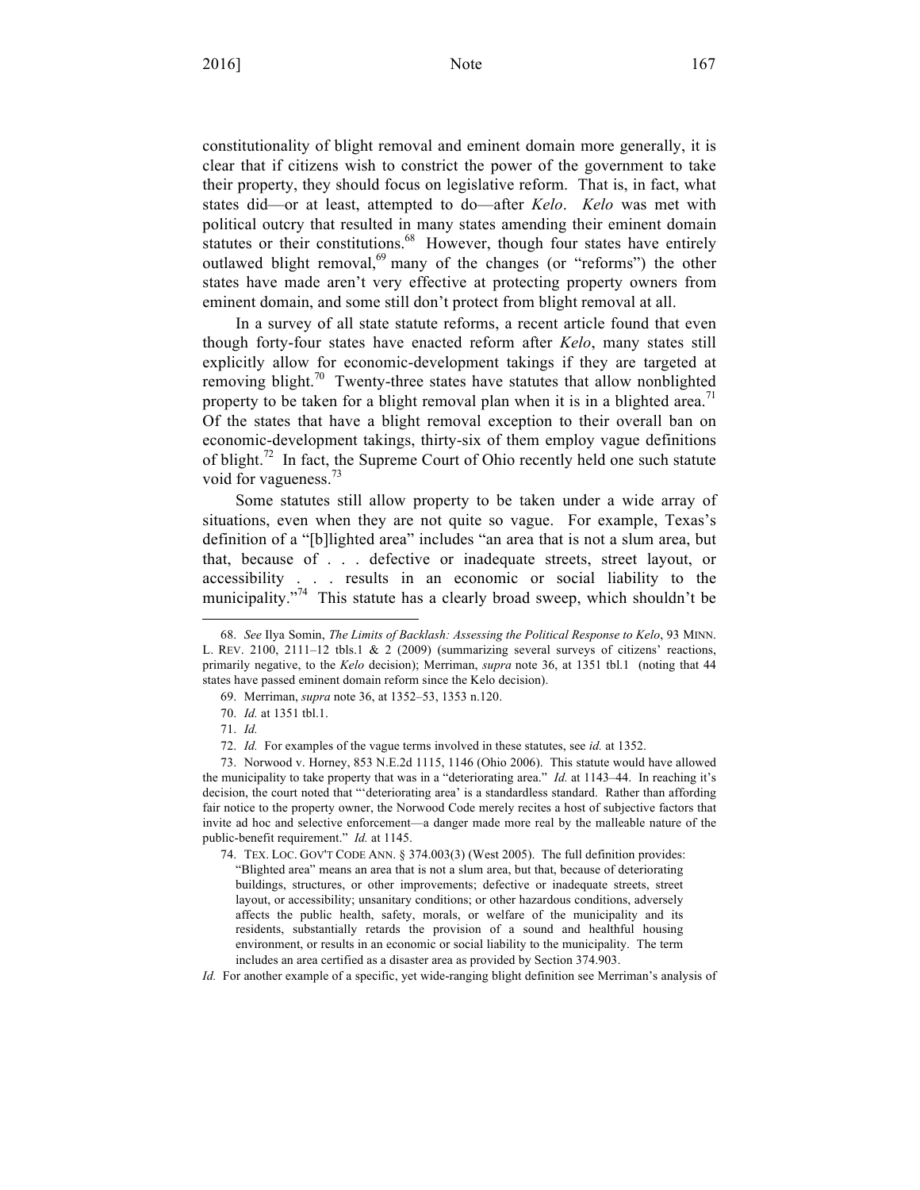constitutionality of blight removal and eminent domain more generally, it is clear that if citizens wish to constrict the power of the government to take their property, they should focus on legislative reform. That is, in fact, what states did—or at least, attempted to do—after *Kelo*. *Kelo* was met with political outcry that resulted in many states amending their eminent domain statutes or their constitutions.[68] However, though four states have entirely outlawed blight removal,[69] many of the changes (or "reforms") the other states have made aren't very effective at protecting property owners from eminent domain, and some still don't protect from blight removal at all.

In a survey of all state statute reforms, a recent article found that even though forty-four states have enacted reform after *Kelo*, many states still explicitly allow for economic-development takings if they are targeted at removing blight.[70] Twenty-three states have statutes that allow nonblighted property to be taken for a blight removal plan when it is in a blighted area.[71] Of the states that have a blight removal exception to their overall ban on economic-development takings, thirty-six of them employ vague definitions of blight.[72] In fact, the Supreme Court of Ohio recently held one such statute void for vagueness.[73]

Some statutes still allow property to be taken under a wide array of situations, even when they are not quite so vague. For example, Texas's definition of a "[b]lighted area" includes "an area that is not a slum area, but that, because of . . . defective or inadequate streets, street layout, or accessibility . . . results in an economic or social liability to the municipality."[74] This statute has a clearly broad sweep, which shouldn't be

---

68. *See* Ilya Somin, *The Limits of Backlash: Assessing the Political Response to Kelo*, 93 MINN. L. REV. 2100, 2111–12 tbls.1 & 2 (2009) (summarizing several surveys of citizens' reactions, primarily negative, to the *Kelo* decision); Merriman, *supra* note 36, at 1351 tbl.1 (noting that 44 states have passed eminent domain reform since the Kelo decision).

69. Merriman, *supra* note 36, at 1352–53, 1353 n.120.

70. *Id.* at 1351 tbl.1.

71. *Id.*

72. *Id.* For examples of the vague terms involved in these statutes, see *id.* at 1352.

73. Norwood v. Horney, 853 N.E.2d 1115, 1146 (Ohio 2006). This statute would have allowed the municipality to take property that was in a "deteriorating area." *Id.* at 1143–44. In reaching it's decision, the court noted that "'deteriorating area' is a standardless standard. Rather than affording fair notice to the property owner, the Norwood Code merely recites a host of subjective factors that invite ad hoc and selective enforcement—a danger made more real by the malleable nature of the public-benefit requirement." *Id.* at 1145.

74. TEX. LOC. GOV'T CODE ANN. § 374.003(3) (West 2005). The full definition provides:

> "Blighted area" means an area that is not a slum area, but that, because of deteriorating buildings, structures, or other improvements; defective or inadequate streets, street layout, or accessibility; unsanitary conditions; or other hazardous conditions, adversely affects the public health, safety, morals, or welfare of the municipality and its residents, substantially retards the provision of a sound and healthful housing environment, or results in an economic or social liability to the municipality. The term includes an area certified as a disaster area as provided by Section 374.903.

*Id.* For another example of a specific, yet wide-ranging blight definition see Merriman's analysis of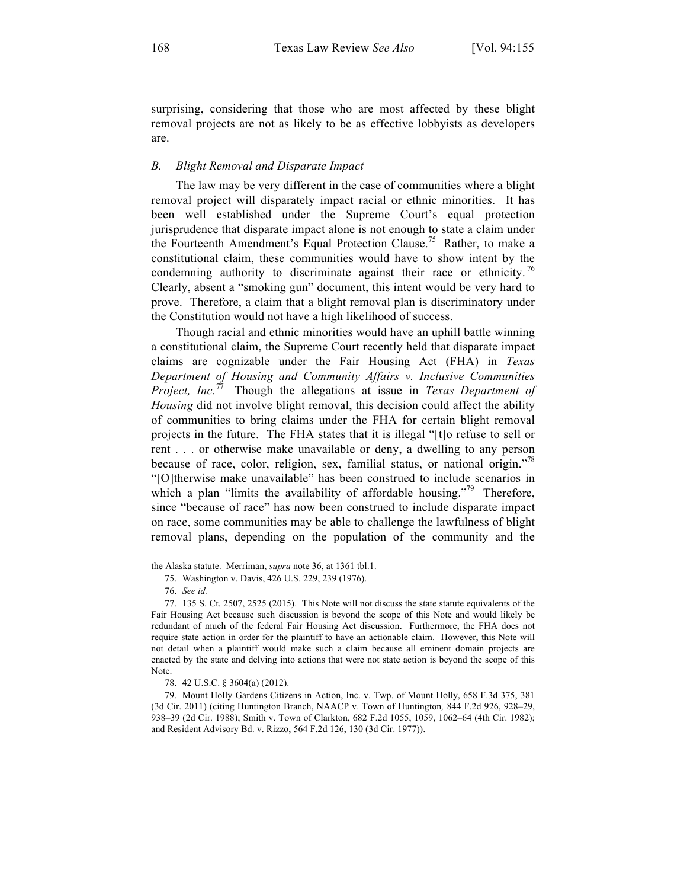surprising, considering that those who are most affected by these blight removal projects are not as likely to be as effective lobbyists as developers are.

### *B. Blight Removal and Disparate Impact*

The law may be very different in the case of communities where a blight removal project will disparately impact racial or ethnic minorities. It has been well established under the Supreme Court's equal protection jurisprudence that disparate impact alone is not enough to state a claim under the Fourteenth Amendment's Equal Protection Clause.[75] Rather, to make a constitutional claim, these communities would have to show intent by the condemning authority to discriminate against their race or ethnicity.[76] Clearly, absent a "smoking gun" document, this intent would be very hard to prove. Therefore, a claim that a blight removal plan is discriminatory under the Constitution would not have a high likelihood of success.

Though racial and ethnic minorities would have an uphill battle winning a constitutional claim, the Supreme Court recently held that disparate impact claims are cognizable under the Fair Housing Act (FHA) in *Texas Department of Housing and Community Affairs v. Inclusive Communities Project, Inc.*[77] Though the allegations at issue in *Texas Department of Housing* did not involve blight removal, this decision could affect the ability of communities to bring claims under the FHA for certain blight removal projects in the future. The FHA states that it is illegal "[t]o refuse to sell or rent . . . or otherwise make unavailable or deny, a dwelling to any person because of race, color, religion, sex, familial status, or national origin."[78] "[O]therwise make unavailable" has been construed to include scenarios in which a plan "limits the availability of affordable housing."[79] Therefore, since "because of race" has now been construed to include disparate impact on race, some communities may be able to challenge the lawfulness of blight removal plans, depending on the population of the community and the

---

the Alaska statute. Merriman, *supra* note 36, at 1361 tbl.1.

75. Washington v. Davis, 426 U.S. 229, 239 (1976).

76. *See id.*

77. 135 S. Ct. 2507, 2525 (2015). This Note will not discuss the state statute equivalents of the Fair Housing Act because such discussion is beyond the scope of this Note and would likely be redundant of much of the federal Fair Housing Act discussion. Furthermore, the FHA does not require state action in order for the plaintiff to have an actionable claim. However, this Note will not detail when a plaintiff would make such a claim because all eminent domain projects are enacted by the state and delving into actions that were not state action is beyond the scope of this Note.

78. 42 U.S.C. § 3604(a) (2012).

79. Mount Holly Gardens Citizens in Action, Inc. v. Twp. of Mount Holly, 658 F.3d 375, 381 (3d Cir. 2011) (citing Huntington Branch, NAACP v. Town of Huntington*,* 844 F.2d 926, 928–29, 938–39 (2d Cir. 1988); Smith v. Town of Clarkton, 682 F.2d 1055, 1059, 1062–64 (4th Cir. 1982); and Resident Advisory Bd. v. Rizzo, 564 F.2d 126, 130 (3d Cir. 1977)).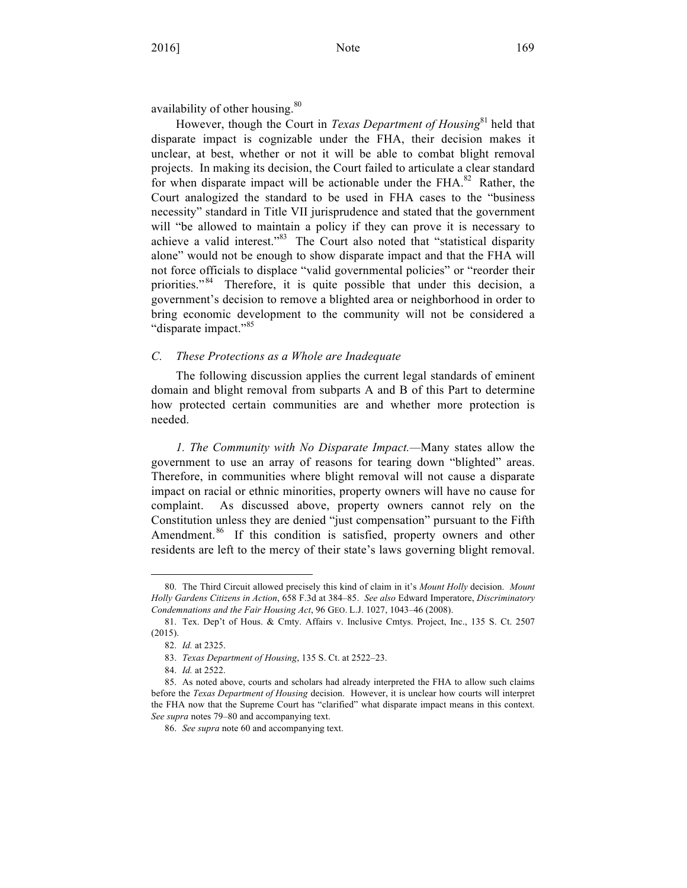availability of other housing.[80]

However, though the Court in *Texas Department of Housing*[81] held that disparate impact is cognizable under the FHA, their decision makes it unclear, at best, whether or not it will be able to combat blight removal projects. In making its decision, the Court failed to articulate a clear standard for when disparate impact will be actionable under the FHA.[82] Rather, the Court analogized the standard to be used in FHA cases to the "business necessity" standard in Title VII jurisprudence and stated that the government will "be allowed to maintain a policy if they can prove it is necessary to achieve a valid interest."[83] The Court also noted that "statistical disparity alone" would not be enough to show disparate impact and that the FHA will not force officials to displace "valid governmental policies" or "reorder their priorities."[84] Therefore, it is quite possible that under this decision, a government's decision to remove a blighted area or neighborhood in order to bring economic development to the community will not be considered a "disparate impact."[85]

### *C. These Protections as a Whole are Inadequate*

The following discussion applies the current legal standards of eminent domain and blight removal from subparts A and B of this Part to determine how protected certain communities are and whether more protection is needed.

*1. The Community with No Disparate Impact.*—Many states allow the government to use an array of reasons for tearing down "blighted" areas. Therefore, in communities where blight removal will not cause a disparate impact on racial or ethnic minorities, property owners will have no cause for complaint. As discussed above, property owners cannot rely on the Constitution unless they are denied "just compensation" pursuant to the Fifth Amendment.[86] If this condition is satisfied, property owners and other residents are left to the mercy of their state's laws governing blight removal.

---

80. The Third Circuit allowed precisely this kind of claim in it's *Mount Holly* decision. *Mount Holly Gardens Citizens in Action*, 658 F.3d at 384–85. *See also* Edward Imperatore, *Discriminatory Condemnations and the Fair Housing Act*, 96 GEO. L.J. 1027, 1043–46 (2008).

81. Tex. Dep't of Hous. & Cmty. Affairs v. Inclusive Cmtys. Project, Inc., 135 S. Ct. 2507 (2015).

82. *Id.* at 2325.

83. *Texas Department of Housing*, 135 S. Ct. at 2522–23.

84. *Id.* at 2522.

85. As noted above, courts and scholars had already interpreted the FHA to allow such claims before the *Texas Department of Housing* decision. However, it is unclear how courts will interpret the FHA now that the Supreme Court has "clarified" what disparate impact means in this context. *See supra* notes 79–80 and accompanying text.

86. *See supra* note 60 and accompanying text.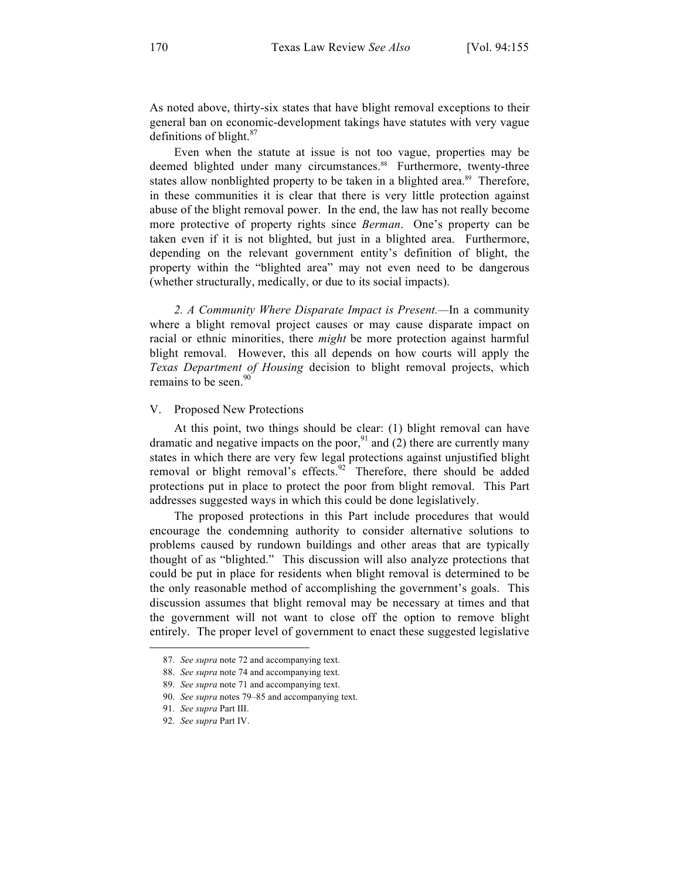As noted above, thirty-six states that have blight removal exceptions to their general ban on economic-development takings have statutes with very vague definitions of blight.[87]

Even when the statute at issue is not too vague, properties may be deemed blighted under many circumstances.[88] Furthermore, twenty-three states allow nonblighted property to be taken in a blighted area.[89] Therefore, in these communities it is clear that there is very little protection against abuse of the blight removal power. In the end, the law has not really become more protective of property rights since *Berman*. One's property can be taken even if it is not blighted, but just in a blighted area. Furthermore, depending on the relevant government entity's definition of blight, the property within the "blighted area" may not even need to be dangerous (whether structurally, medically, or due to its social impacts).

*2. A Community Where Disparate Impact is Present.*—In a community where a blight removal project causes or may cause disparate impact on racial or ethnic minorities, there *might* be more protection against harmful blight removal. However, this all depends on how courts will apply the *Texas Department of Housing* decision to blight removal projects, which remains to be seen.[90]

## V. Proposed New Protections

At this point, two things should be clear: (1) blight removal can have dramatic and negative impacts on the poor,[91] and (2) there are currently many states in which there are very few legal protections against unjustified blight removal or blight removal's effects.[92] Therefore, there should be added protections put in place to protect the poor from blight removal. This Part addresses suggested ways in which this could be done legislatively.

The proposed protections in this Part include procedures that would encourage the condemning authority to consider alternative solutions to problems caused by rundown buildings and other areas that are typically thought of as "blighted." This discussion will also analyze protections that could be put in place for residents when blight removal is determined to be the only reasonable method of accomplishing the government's goals. This discussion assumes that blight removal may be necessary at times and that the government will not want to close off the option to remove blight entirely. The proper level of government to enact these suggested legislative

---

87. *See supra* note 72 and accompanying text.

88. *See supra* note 74 and accompanying text.

89. *See supra* note 71 and accompanying text.

90. *See supra* notes 79–85 and accompanying text.

91. *See supra* Part III.

92. *See supra* Part IV.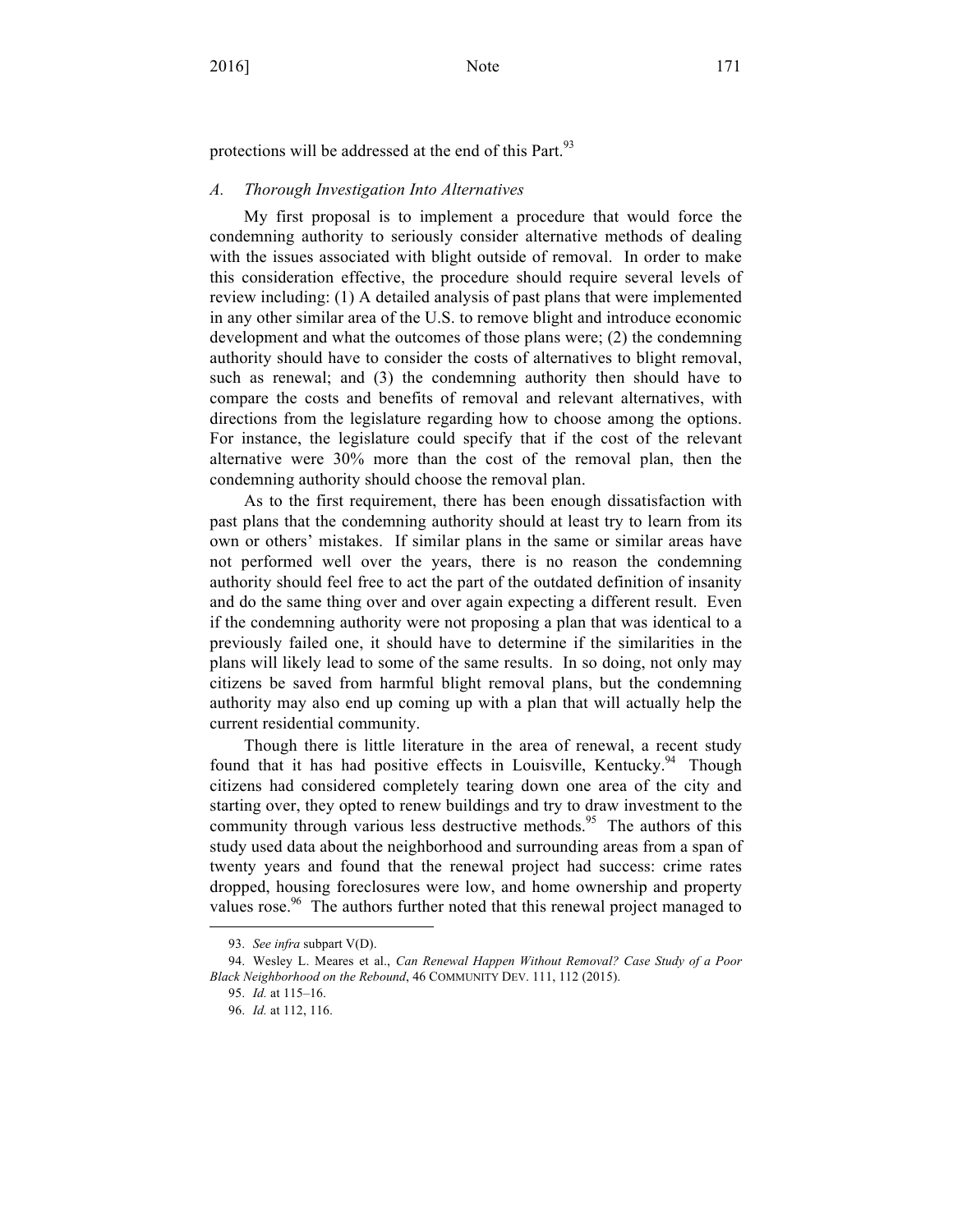protections will be addressed at the end of this Part.[93]

### *A. Thorough Investigation Into Alternatives*

My first proposal is to implement a procedure that would force the condemning authority to seriously consider alternative methods of dealing with the issues associated with blight outside of removal. In order to make this consideration effective, the procedure should require several levels of review including: (1) A detailed analysis of past plans that were implemented in any other similar area of the U.S. to remove blight and introduce economic development and what the outcomes of those plans were; (2) the condemning authority should have to consider the costs of alternatives to blight removal, such as renewal; and (3) the condemning authority then should have to compare the costs and benefits of removal and relevant alternatives, with directions from the legislature regarding how to choose among the options. For instance, the legislature could specify that if the cost of the relevant alternative were 30% more than the cost of the removal plan, then the condemning authority should choose the removal plan.

As to the first requirement, there has been enough dissatisfaction with past plans that the condemning authority should at least try to learn from its own or others' mistakes. If similar plans in the same or similar areas have not performed well over the years, there is no reason the condemning authority should feel free to act the part of the outdated definition of insanity and do the same thing over and over again expecting a different result. Even if the condemning authority were not proposing a plan that was identical to a previously failed one, it should have to determine if the similarities in the plans will likely lead to some of the same results. In so doing, not only may citizens be saved from harmful blight removal plans, but the condemning authority may also end up coming up with a plan that will actually help the current residential community.

Though there is little literature in the area of renewal, a recent study found that it has had positive effects in Louisville, Kentucky.[94] Though citizens had considered completely tearing down one area of the city and starting over, they opted to renew buildings and try to draw investment to the community through various less destructive methods.[95] The authors of this study used data about the neighborhood and surrounding areas from a span of twenty years and found that the renewal project had success: crime rates dropped, housing foreclosures were low, and home ownership and property values rose.[96] The authors further noted that this renewal project managed to

---

93. *See infra* subpart V(D).

94. Wesley L. Meares et al., *Can Renewal Happen Without Removal? Case Study of a Poor Black Neighborhood on the Rebound*, 46 COMMUNITY DEV. 111, 112 (2015).

95. *Id.* at 115–16.

96. *Id.* at 112, 116.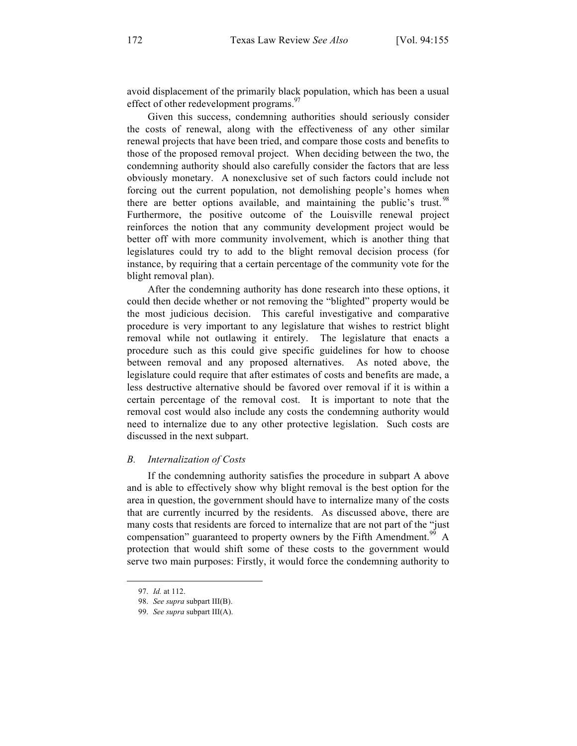avoid displacement of the primarily black population, which has been a usual effect of other redevelopment programs.[97]

Given this success, condemning authorities should seriously consider the costs of renewal, along with the effectiveness of any other similar renewal projects that have been tried, and compare those costs and benefits to those of the proposed removal project. When deciding between the two, the condemning authority should also carefully consider the factors that are less obviously monetary. A nonexclusive set of such factors could include not forcing out the current population, not demolishing people's homes when there are better options available, and maintaining the public's trust.[98] Furthermore, the positive outcome of the Louisville renewal project reinforces the notion that any community development project would be better off with more community involvement, which is another thing that legislatures could try to add to the blight removal decision process (for instance, by requiring that a certain percentage of the community vote for the blight removal plan).

After the condemning authority has done research into these options, it could then decide whether or not removing the "blighted" property would be the most judicious decision. This careful investigative and comparative procedure is very important to any legislature that wishes to restrict blight removal while not outlawing it entirely. The legislature that enacts a procedure such as this could give specific guidelines for how to choose between removal and any proposed alternatives. As noted above, the legislature could require that after estimates of costs and benefits are made, a less destructive alternative should be favored over removal if it is within a certain percentage of the removal cost. It is important to note that the removal cost would also include any costs the condemning authority would need to internalize due to any other protective legislation. Such costs are discussed in the next subpart.

### *B. Internalization of Costs*

If the condemning authority satisfies the procedure in subpart A above and is able to effectively show why blight removal is the best option for the area in question, the government should have to internalize many of the costs that are currently incurred by the residents. As discussed above, there are many costs that residents are forced to internalize that are not part of the "just compensation" guaranteed to property owners by the Fifth Amendment.[99] A protection that would shift some of these costs to the government would serve two main purposes: Firstly, it would force the condemning authority to

---

97. *Id.* at 112.

98. *See supra* subpart III(B).

99. *See supra* subpart III(A).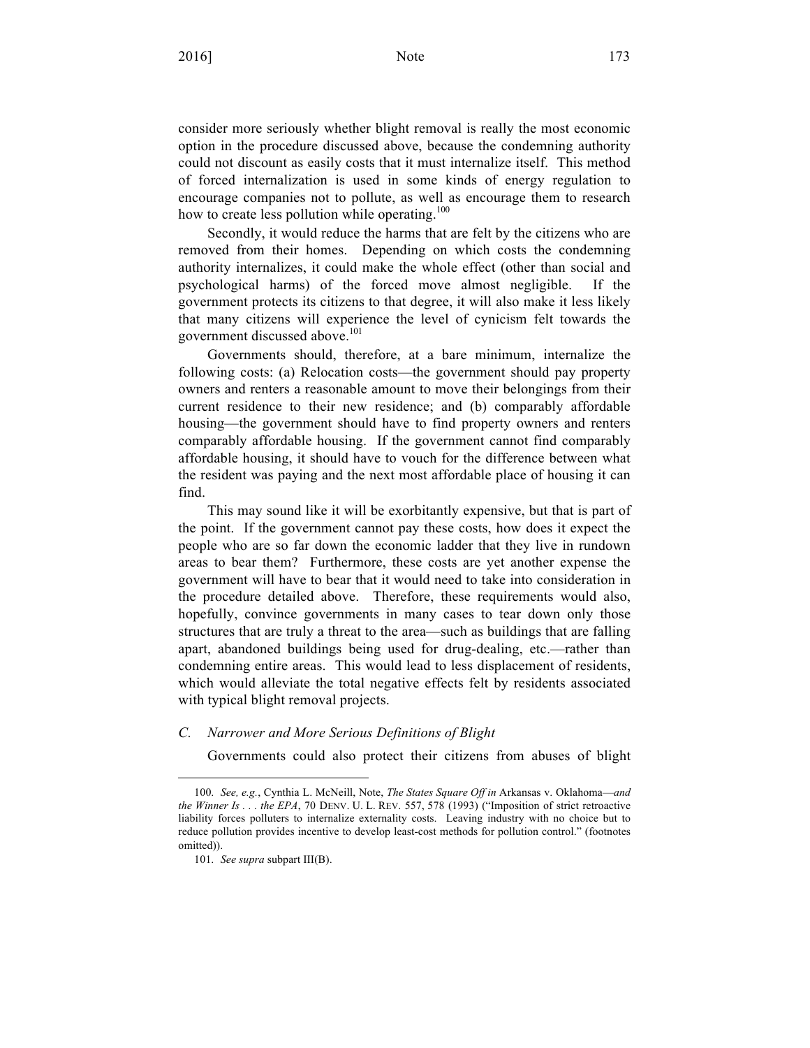consider more seriously whether blight removal is really the most economic option in the procedure discussed above, because the condemning authority could not discount as easily costs that it must internalize itself. This method of forced internalization is used in some kinds of energy regulation to encourage companies not to pollute, as well as encourage them to research how to create less pollution while operating.[100]

Secondly, it would reduce the harms that are felt by the citizens who are removed from their homes. Depending on which costs the condemning authority internalizes, it could make the whole effect (other than social and psychological harms) of the forced move almost negligible. If the government protects its citizens to that degree, it will also make it less likely that many citizens will experience the level of cynicism felt towards the government discussed above.[101]

Governments should, therefore, at a bare minimum, internalize the following costs: (a) Relocation costs—the government should pay property owners and renters a reasonable amount to move their belongings from their current residence to their new residence; and (b) comparably affordable housing—the government should have to find property owners and renters comparably affordable housing. If the government cannot find comparably affordable housing, it should have to vouch for the difference between what the resident was paying and the next most affordable place of housing it can find.

This may sound like it will be exorbitantly expensive, but that is part of the point. If the government cannot pay these costs, how does it expect the people who are so far down the economic ladder that they live in rundown areas to bear them? Furthermore, these costs are yet another expense the government will have to bear that it would need to take into consideration in the procedure detailed above. Therefore, these requirements would also, hopefully, convince governments in many cases to tear down only those structures that are truly a threat to the area—such as buildings that are falling apart, abandoned buildings being used for drug-dealing, etc.—rather than condemning entire areas. This would lead to less displacement of residents, which would alleviate the total negative effects felt by residents associated with typical blight removal projects.

### *C. Narrower and More Serious Definitions of Blight*

Governments could also protect their citizens from abuses of blight

---

100. *See, e.g.*, Cynthia L. McNeill, Note, *The States Square Off in* Arkansas v. Oklahoma—*and the Winner Is . . . the EPA*, 70 DENV. U. L. REV. 557, 578 (1993) ("Imposition of strict retroactive liability forces polluters to internalize externality costs. Leaving industry with no choice but to reduce pollution provides incentive to develop least-cost methods for pollution control." (footnotes omitted)).

101. *See supra* subpart III(B).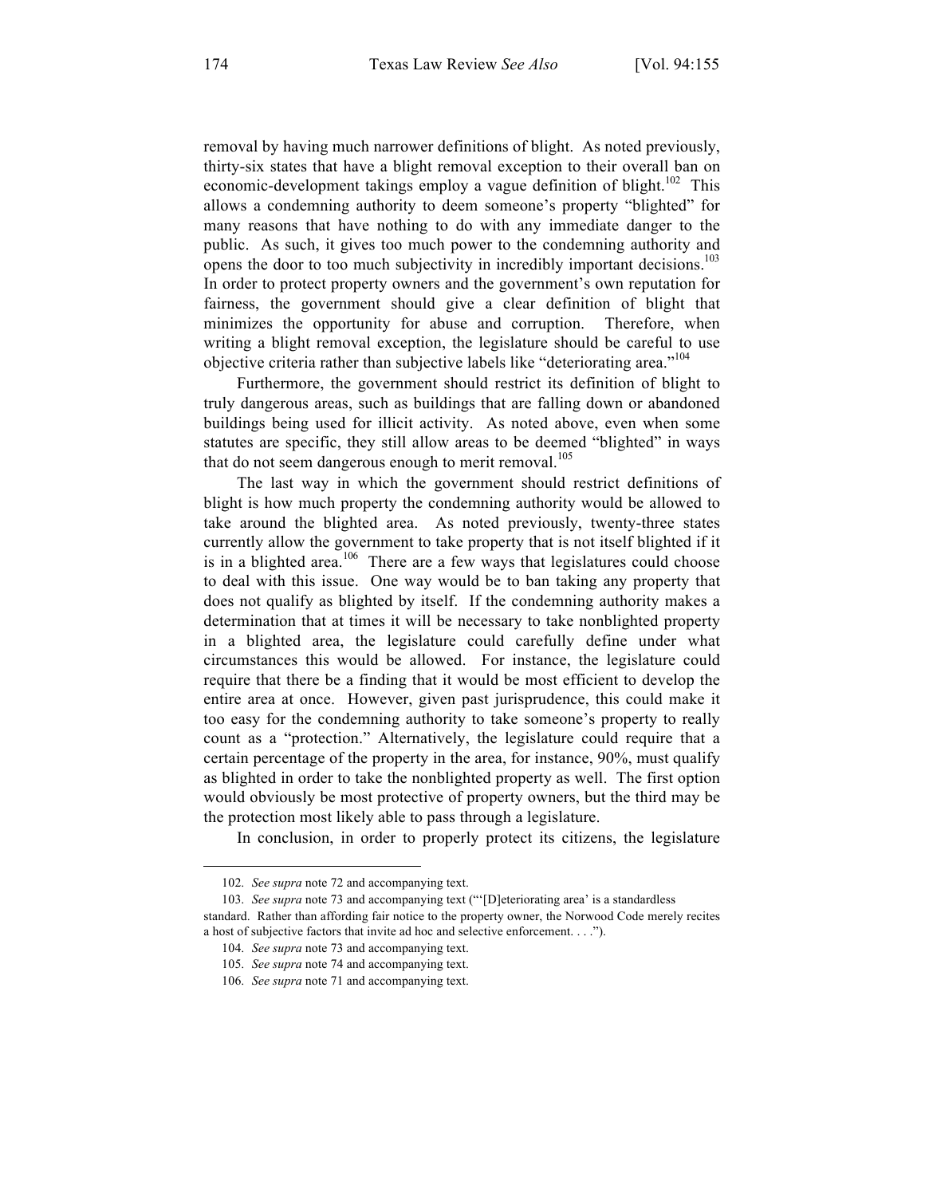removal by having much narrower definitions of blight. As noted previously, thirty-six states that have a blight removal exception to their overall ban on economic-development takings employ a vague definition of blight.[102] This allows a condemning authority to deem someone's property "blighted" for many reasons that have nothing to do with any immediate danger to the public. As such, it gives too much power to the condemning authority and opens the door to too much subjectivity in incredibly important decisions.[103] In order to protect property owners and the government's own reputation for fairness, the government should give a clear definition of blight that minimizes the opportunity for abuse and corruption. Therefore, when writing a blight removal exception, the legislature should be careful to use objective criteria rather than subjective labels like "deteriorating area."[104]

Furthermore, the government should restrict its definition of blight to truly dangerous areas, such as buildings that are falling down or abandoned buildings being used for illicit activity. As noted above, even when some statutes are specific, they still allow areas to be deemed "blighted" in ways that do not seem dangerous enough to merit removal.[105]

The last way in which the government should restrict definitions of blight is how much property the condemning authority would be allowed to take around the blighted area. As noted previously, twenty-three states currently allow the government to take property that is not itself blighted if it is in a blighted area.[106] There are a few ways that legislatures could choose to deal with this issue. One way would be to ban taking any property that does not qualify as blighted by itself. If the condemning authority makes a determination that at times it will be necessary to take nonblighted property in a blighted area, the legislature could carefully define under what circumstances this would be allowed. For instance, the legislature could require that there be a finding that it would be most efficient to develop the entire area at once. However, given past jurisprudence, this could make it too easy for the condemning authority to take someone's property to really count as a "protection." Alternatively, the legislature could require that a certain percentage of the property in the area, for instance, 90%, must qualify as blighted in order to take the nonblighted property as well. The first option would obviously be most protective of property owners, but the third may be the protection most likely able to pass through a legislature.

In conclusion, in order to properly protect its citizens, the legislature

---

102. *See supra* note 72 and accompanying text.

103. *See supra* note 73 and accompanying text ("'[D]eteriorating area' is a standardless standard. Rather than affording fair notice to the property owner, the Norwood Code merely recites a host of subjective factors that invite ad hoc and selective enforcement. . . .").

104. *See supra* note 73 and accompanying text.

105. *See supra* note 74 and accompanying text.

106. *See supra* note 71 and accompanying text.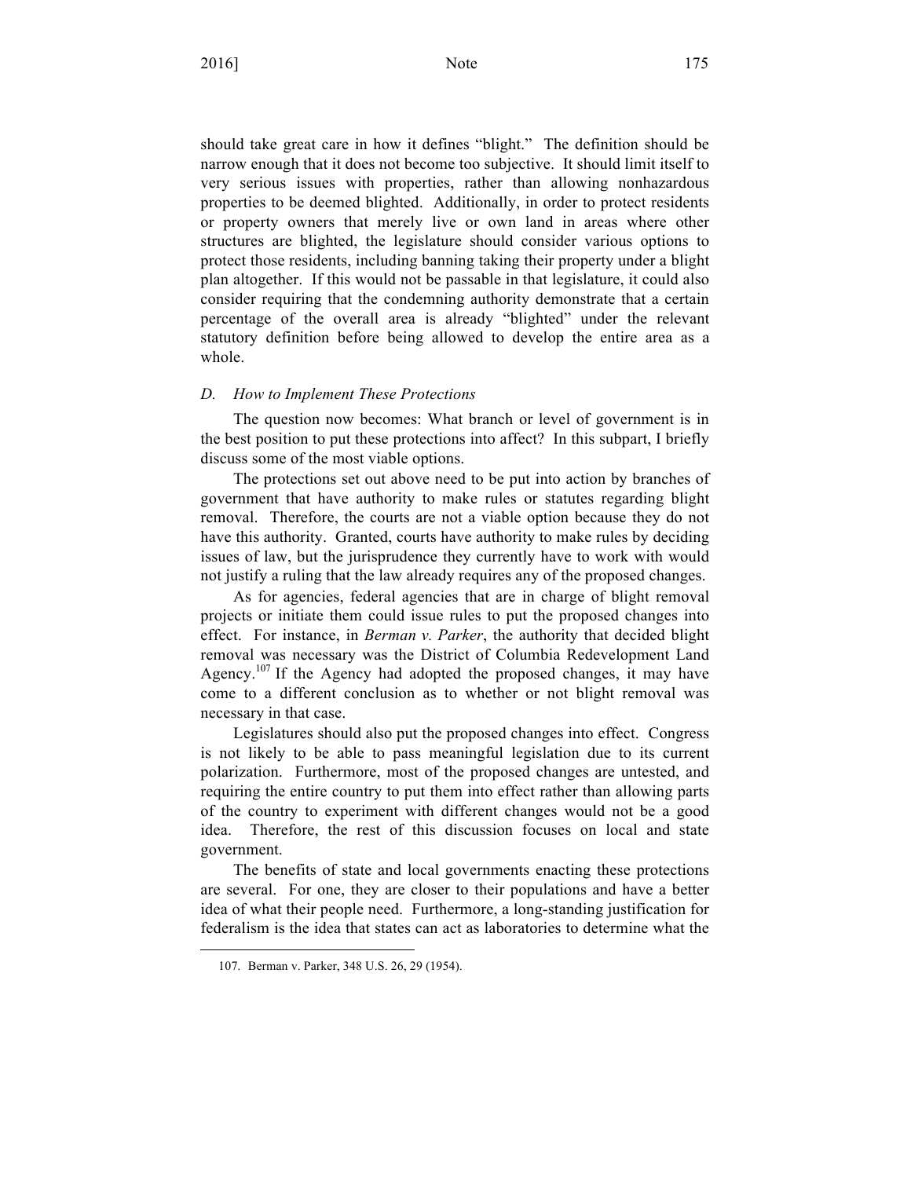should take great care in how it defines "blight." The definition should be narrow enough that it does not become too subjective. It should limit itself to very serious issues with properties, rather than allowing nonhazardous properties to be deemed blighted. Additionally, in order to protect residents or property owners that merely live or own land in areas where other structures are blighted, the legislature should consider various options to protect those residents, including banning taking their property under a blight plan altogether. If this would not be passable in that legislature, it could also consider requiring that the condemning authority demonstrate that a certain percentage of the overall area is already "blighted" under the relevant statutory definition before being allowed to develop the entire area as a whole.

### *D. How to Implement These Protections*

The question now becomes: What branch or level of government is in the best position to put these protections into affect? In this subpart, I briefly discuss some of the most viable options.

The protections set out above need to be put into action by branches of government that have authority to make rules or statutes regarding blight removal. Therefore, the courts are not a viable option because they do not have this authority. Granted, courts have authority to make rules by deciding issues of law, but the jurisprudence they currently have to work with would not justify a ruling that the law already requires any of the proposed changes.

As for agencies, federal agencies that are in charge of blight removal projects or initiate them could issue rules to put the proposed changes into effect. For instance, in *Berman v. Parker*, the authority that decided blight removal was necessary was the District of Columbia Redevelopment Land Agency.[107] If the Agency had adopted the proposed changes, it may have come to a different conclusion as to whether or not blight removal was necessary in that case.

Legislatures should also put the proposed changes into effect. Congress is not likely to be able to pass meaningful legislation due to its current polarization. Furthermore, most of the proposed changes are untested, and requiring the entire country to put them into effect rather than allowing parts of the country to experiment with different changes would not be a good idea. Therefore, the rest of this discussion focuses on local and state government.

The benefits of state and local governments enacting these protections are several. For one, they are closer to their populations and have a better idea of what their people need. Furthermore, a long-standing justification for federalism is the idea that states can act as laboratories to determine what the

107. Berman v. Parker, 348 U.S. 26, 29 (1954).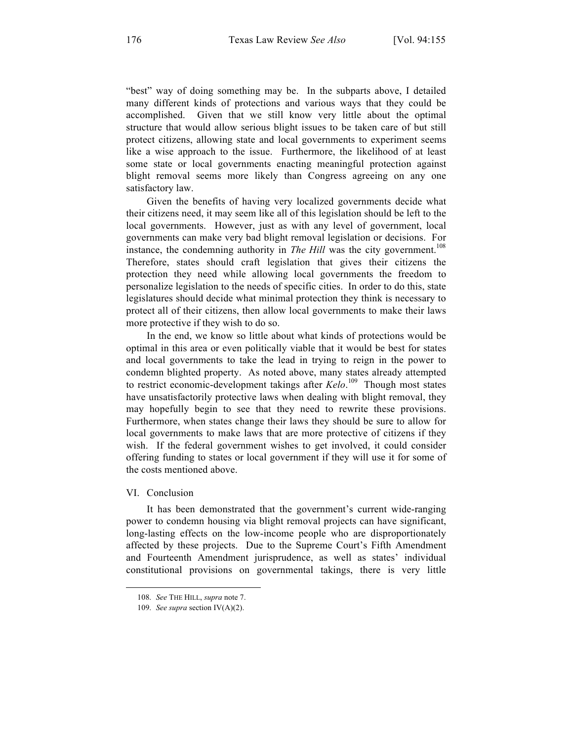"best" way of doing something may be. In the subparts above, I detailed many different kinds of protections and various ways that they could be accomplished. Given that we still know very little about the optimal structure that would allow serious blight issues to be taken care of but still protect citizens, allowing state and local governments to experiment seems like a wise approach to the issue. Furthermore, the likelihood of at least some state or local governments enacting meaningful protection against blight removal seems more likely than Congress agreeing on any one satisfactory law.

Given the benefits of having very localized governments decide what their citizens need, it may seem like all of this legislation should be left to the local governments. However, just as with any level of government, local governments can make very bad blight removal legislation or decisions. For instance, the condemning authority in *The Hill* was the city government.[108] Therefore, states should craft legislation that gives their citizens the protection they need while allowing local governments the freedom to personalize legislation to the needs of specific cities. In order to do this, state legislatures should decide what minimal protection they think is necessary to protect all of their citizens, then allow local governments to make their laws more protective if they wish to do so.

In the end, we know so little about what kinds of protections would be optimal in this area or even politically viable that it would be best for states and local governments to take the lead in trying to reign in the power to condemn blighted property. As noted above, many states already attempted to restrict economic-development takings after *Kelo*.[109] Though most states have unsatisfactorily protective laws when dealing with blight removal, they may hopefully begin to see that they need to rewrite these provisions. Furthermore, when states change their laws they should be sure to allow for local governments to make laws that are more protective of citizens if they wish. If the federal government wishes to get involved, it could consider offering funding to states or local government if they will use it for some of the costs mentioned above.

## VI. Conclusion

It has been demonstrated that the government's current wide-ranging power to condemn housing via blight removal projects can have significant, long-lasting effects on the low-income people who are disproportionately affected by these projects. Due to the Supreme Court's Fifth Amendment and Fourteenth Amendment jurisprudence, as well as states' individual constitutional provisions on governmental takings, there is very little

---

108. *See* THE HILL, *supra* note 7.

109. *See supra* section IV(A)(2).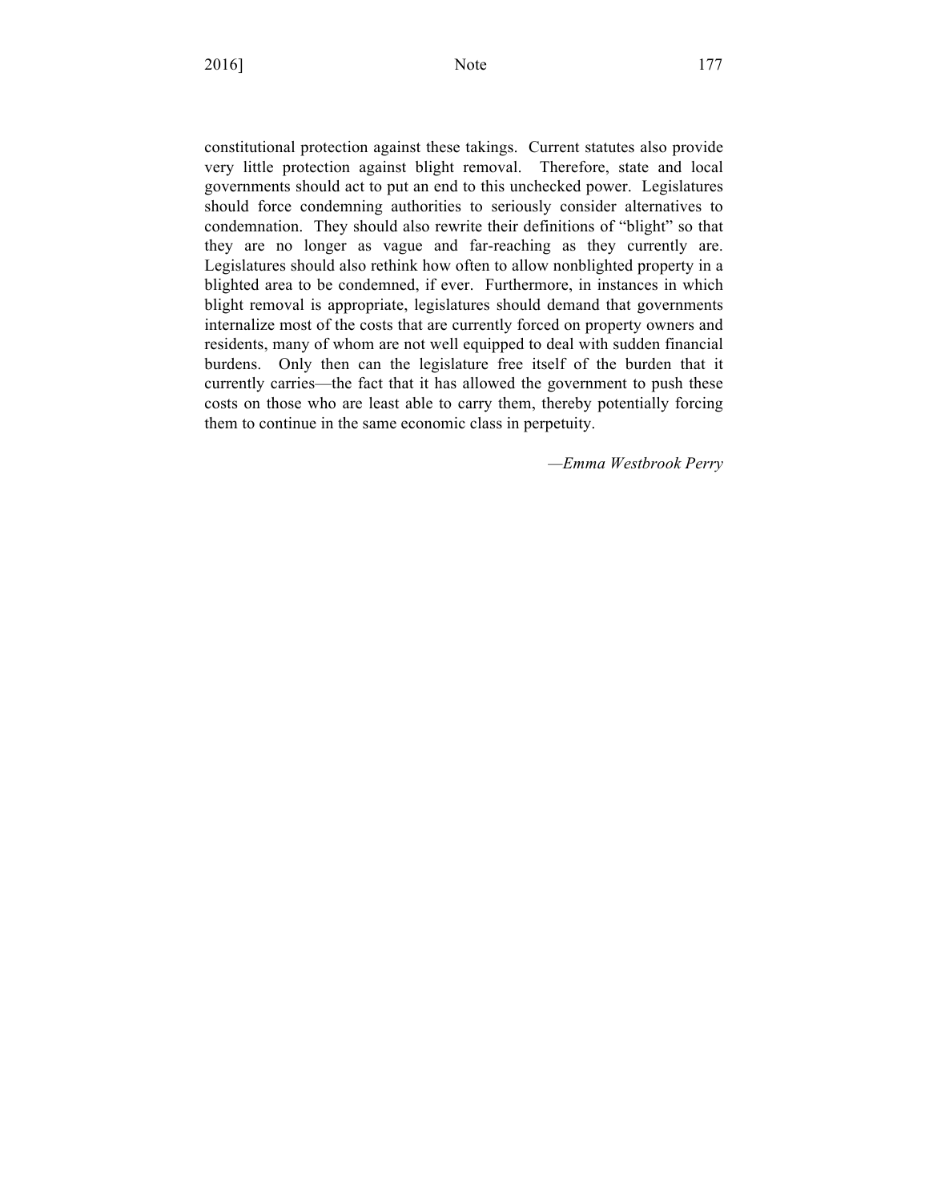constitutional protection against these takings. Current statutes also provide very little protection against blight removal. Therefore, state and local governments should act to put an end to this unchecked power. Legislatures should force condemning authorities to seriously consider alternatives to condemnation. They should also rewrite their definitions of "blight" so that they are no longer as vague and far-reaching as they currently are. Legislatures should also rethink how often to allow nonblighted property in a blighted area to be condemned, if ever. Furthermore, in instances in which blight removal is appropriate, legislatures should demand that governments internalize most of the costs that are currently forced on property owners and residents, many of whom are not well equipped to deal with sudden financial burdens. Only then can the legislature free itself of the burden that it currently carries—the fact that it has allowed the government to push these costs on those who are least able to carry them, thereby potentially forcing them to continue in the same economic class in perpetuity.

—*Emma Westbrook Perry*